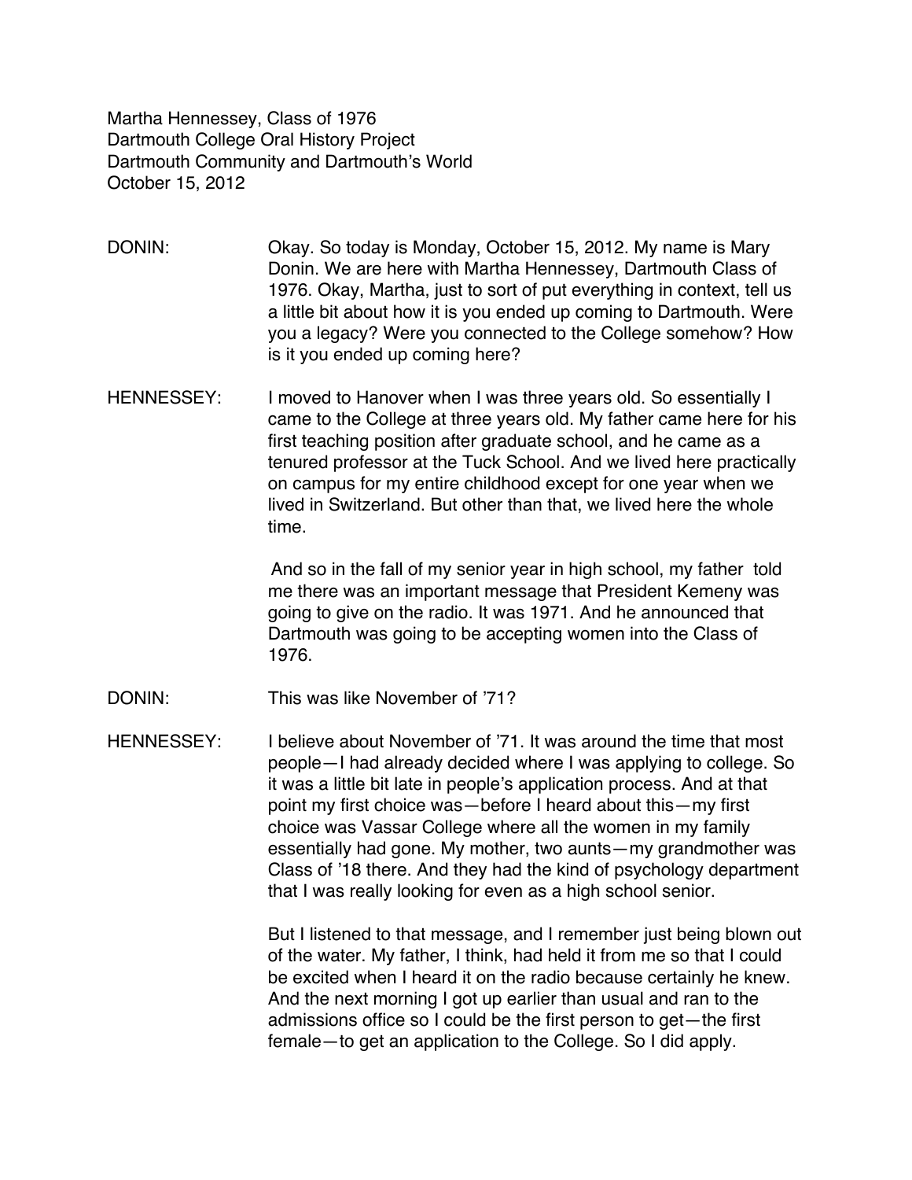Martha Hennessey, Class of 1976
Dartmouth College Oral History Project
Dartmouth Community and Dartmouth's World
October 15, 2012

DONIN: Okay. So today is Monday, October 15, 2012. My name is Mary Donin. We are here with Martha Hennessey, Dartmouth Class of 1976. Okay, Martha, just to sort of put everything in context, tell us a little bit about how it is you ended up coming to Dartmouth. Were you a legacy? Were you connected to the College somehow? How is it you ended up coming here?

HENNESSEY: I moved to Hanover when I was three years old. So essentially I came to the College at three years old. My father came here for his first teaching position after graduate school, and he came as a tenured professor at the Tuck School. And we lived here practically on campus for my entire childhood except for one year when we lived in Switzerland. But other than that, we lived here the whole time.

And so in the fall of my senior year in high school, my father told me there was an important message that President Kemeny was going to give on the radio. It was 1971. And he announced that Dartmouth was going to be accepting women into the Class of 1976.

DONIN: This was like November of '71?

HENNESSEY: I believe about November of '71. It was around the time that most people—I had already decided where I was applying to college. So it was a little bit late in people's application process. And at that point my first choice was—before I heard about this—my first choice was Vassar College where all the women in my family essentially had gone. My mother, two aunts—my grandmother was Class of '18 there. And they had the kind of psychology department that I was really looking for even as a high school senior.

But I listened to that message, and I remember just being blown out of the water. My father, I think, had held it from me so that I could be excited when I heard it on the radio because certainly he knew. And the next morning I got up earlier than usual and ran to the admissions office so I could be the first person to get—the first female—to get an application to the College. So I did apply.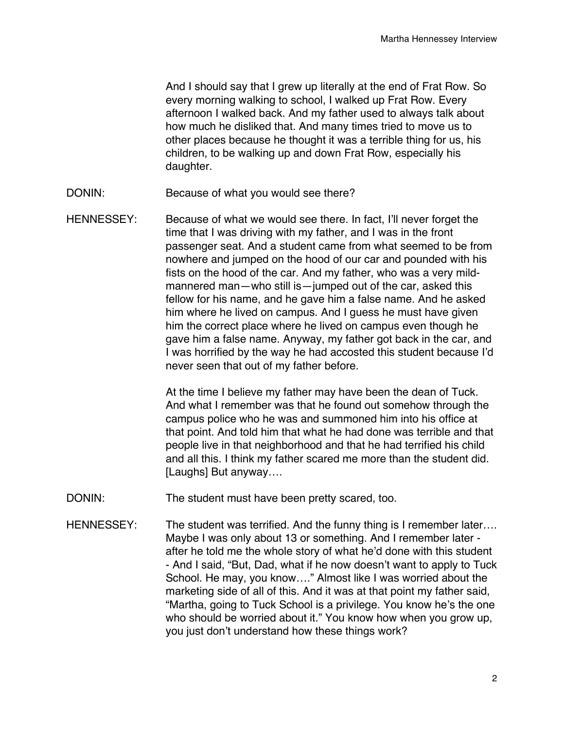And I should say that I grew up literally at the end of Frat Row. So every morning walking to school, I walked up Frat Row. Every afternoon I walked back. And my father used to always talk about how much he disliked that. And many times tried to move us to other places because he thought it was a terrible thing for us, his children, to be walking up and down Frat Row, especially his daughter.

DONIN: Because of what you would see there?

HENNESSEY: Because of what we would see there. In fact, I'll never forget the time that I was driving with my father, and I was in the front passenger seat. And a student came from what seemed to be from nowhere and jumped on the hood of our car and pounded with his fists on the hood of the car. And my father, who was a very mild-mannered man—who still is—jumped out of the car, asked this fellow for his name, and he gave him a false name. And he asked him where he lived on campus. And I guess he must have given him the correct place where he lived on campus even though he gave him a false name. Anyway, my father got back in the car, and I was horrified by the way he had accosted this student because I'd never seen that out of my father before.

At the time I believe my father may have been the dean of Tuck. And what I remember was that he found out somehow through the campus police who he was and summoned him into his office at that point. And told him that what he had done was terrible and that people live in that neighborhood and that he had terrified his child and all this. I think my father scared me more than the student did. [Laughs] But anyway….

DONIN: The student must have been pretty scared, too.

HENNESSEY: The student was terrified. And the funny thing is I remember later…. Maybe I was only about 13 or something. And I remember later - after he told me the whole story of what he'd done with this student - And I said, "But, Dad, what if he now doesn't want to apply to Tuck School. He may, you know…." Almost like I was worried about the marketing side of all of this. And it was at that point my father said, "Martha, going to Tuck School is a privilege. You know he's the one who should be worried about it." You know how when you grow up, you just don't understand how these things work?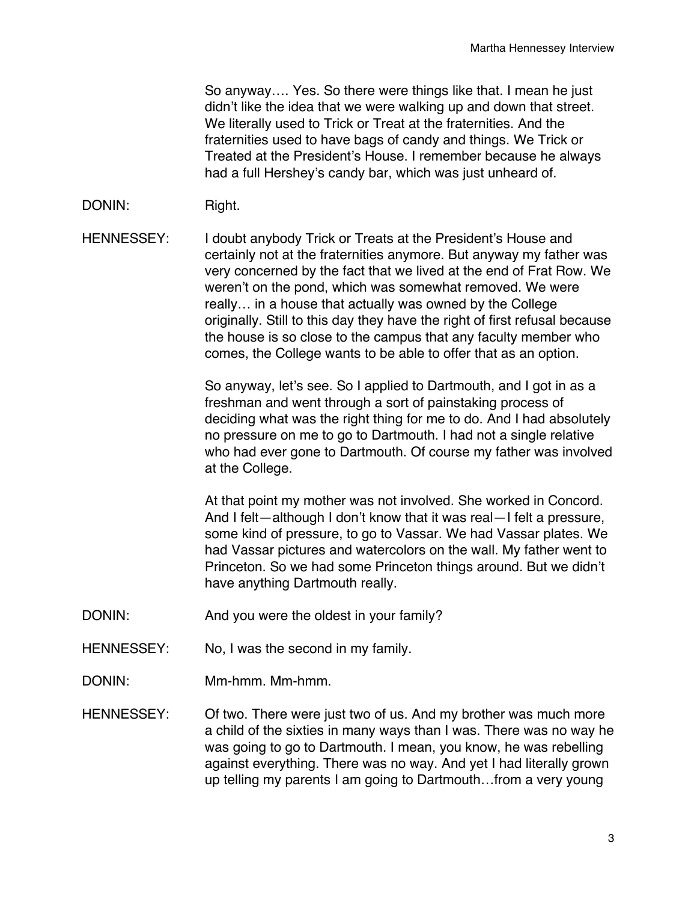So anyway…. Yes. So there were things like that. I mean he just didn't like the idea that we were walking up and down that street. We literally used to Trick or Treat at the fraternities. And the fraternities used to have bags of candy and things. We Trick or Treated at the President's House. I remember because he always had a full Hershey's candy bar, which was just unheard of.

DONIN: Right.

HENNESSEY: I doubt anybody Trick or Treats at the President's House and certainly not at the fraternities anymore. But anyway my father was very concerned by the fact that we lived at the end of Frat Row. We weren't on the pond, which was somewhat removed. We were really… in a house that actually was owned by the College originally. Still to this day they have the right of first refusal because the house is so close to the campus that any faculty member who comes, the College wants to be able to offer that as an option.

So anyway, let's see. So I applied to Dartmouth, and I got in as a freshman and went through a sort of painstaking process of deciding what was the right thing for me to do. And I had absolutely no pressure on me to go to Dartmouth. I had not a single relative who had ever gone to Dartmouth. Of course my father was involved at the College.

At that point my mother was not involved. She worked in Concord. And I felt—although I don't know that it was real—I felt a pressure, some kind of pressure, to go to Vassar. We had Vassar plates. We had Vassar pictures and watercolors on the wall. My father went to Princeton. So we had some Princeton things around. But we didn't have anything Dartmouth really.

DONIN: And you were the oldest in your family?

HENNESSEY: No, I was the second in my family.

DONIN: Mm-hmm. Mm-hmm.

HENNESSEY: Of two. There were just two of us. And my brother was much more a child of the sixties in many ways than I was. There was no way he was going to go to Dartmouth. I mean, you know, he was rebelling against everything. There was no way. And yet I had literally grown up telling my parents I am going to Dartmouth…from a very young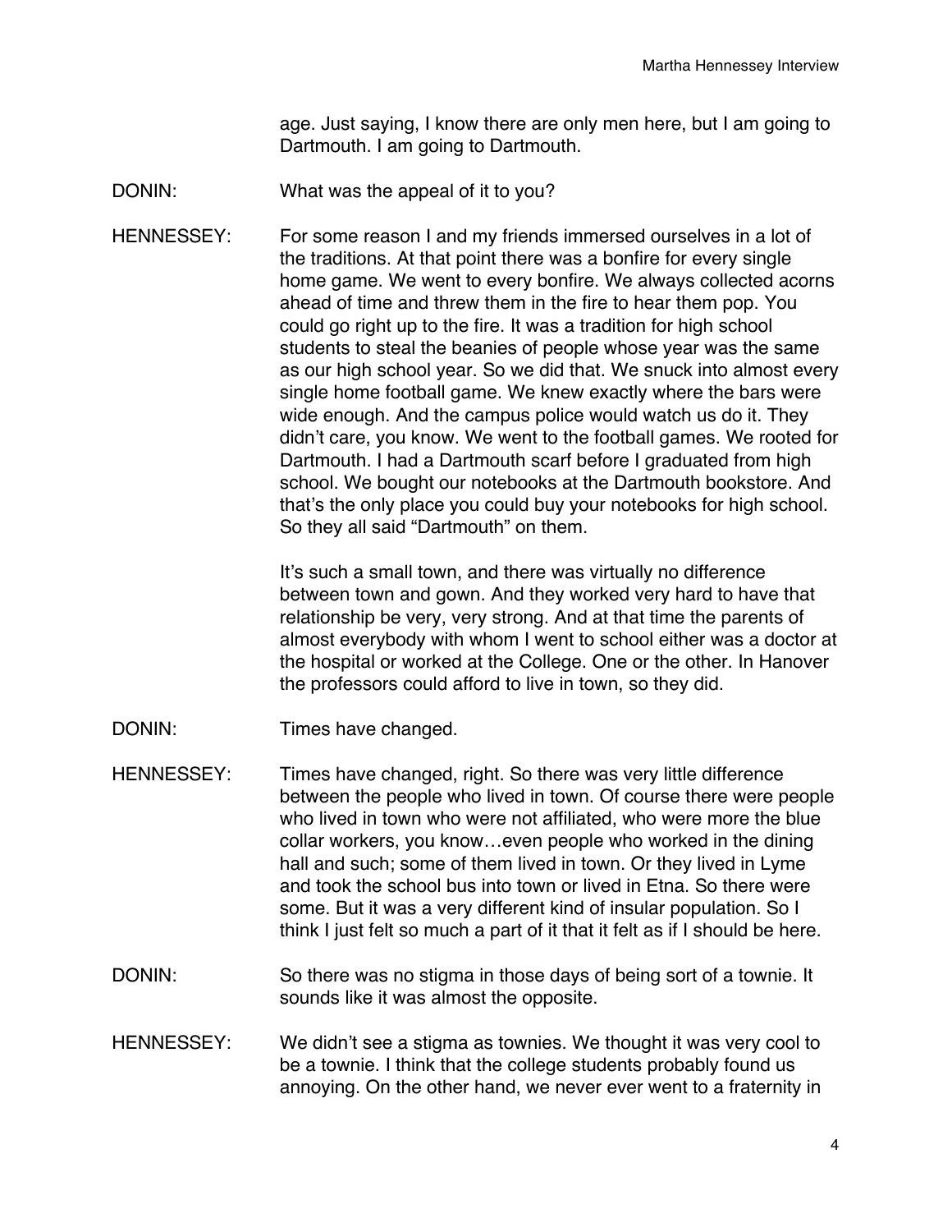age. Just saying, I know there are only men here, but I am going to Dartmouth. I am going to Dartmouth.

DONIN: What was the appeal of it to you?

HENNESSEY: For some reason I and my friends immersed ourselves in a lot of the traditions. At that point there was a bonfire for every single home game. We went to every bonfire. We always collected acorns ahead of time and threw them in the fire to hear them pop. You could go right up to the fire. It was a tradition for high school students to steal the beanies of people whose year was the same as our high school year. So we did that. We snuck into almost every single home football game. We knew exactly where the bars were wide enough. And the campus police would watch us do it. They didn't care, you know. We went to the football games. We rooted for Dartmouth. I had a Dartmouth scarf before I graduated from high school. We bought our notebooks at the Dartmouth bookstore. And that's the only place you could buy your notebooks for high school. So they all said "Dartmouth" on them.

It's such a small town, and there was virtually no difference between town and gown. And they worked very hard to have that relationship be very, very strong. And at that time the parents of almost everybody with whom I went to school either was a doctor at the hospital or worked at the College. One or the other. In Hanover the professors could afford to live in town, so they did.

DONIN: Times have changed.

HENNESSEY: Times have changed, right. So there was very little difference between the people who lived in town. Of course there were people who lived in town who were not affiliated, who were more the blue collar workers, you know…even people who worked in the dining hall and such; some of them lived in town. Or they lived in Lyme and took the school bus into town or lived in Etna. So there were some. But it was a very different kind of insular population. So I think I just felt so much a part of it that it felt as if I should be here.

DONIN: So there was no stigma in those days of being sort of a townie. It sounds like it was almost the opposite.

HENNESSEY: We didn't see a stigma as townies. We thought it was very cool to be a townie. I think that the college students probably found us annoying. On the other hand, we never ever went to a fraternity in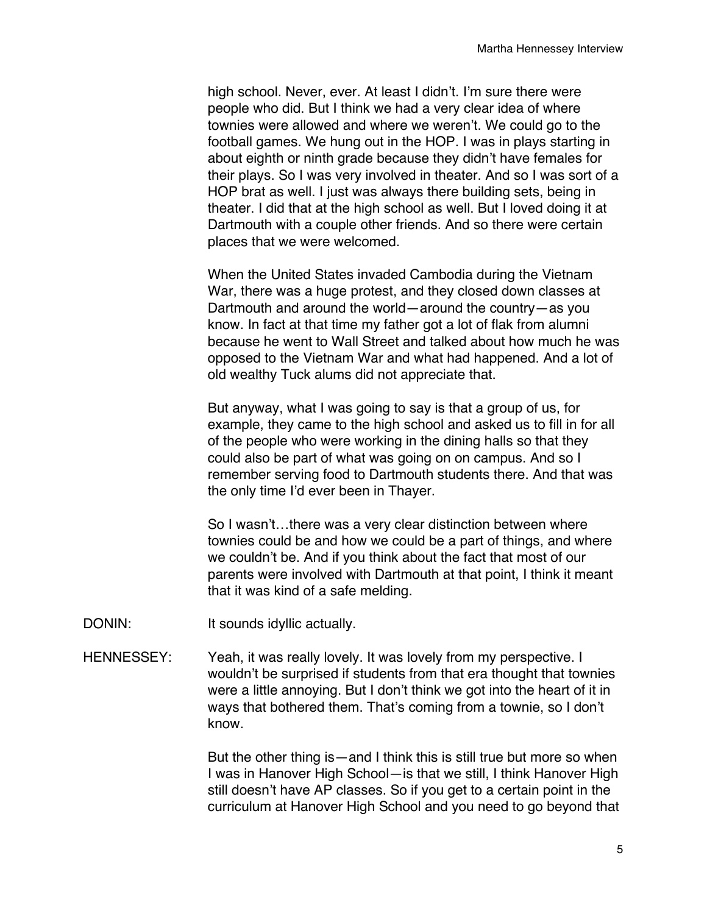high school. Never, ever. At least I didn't. I'm sure there were people who did. But I think we had a very clear idea of where townies were allowed and where we weren't. We could go to the football games. We hung out in the HOP. I was in plays starting in about eighth or ninth grade because they didn't have females for their plays. So I was very involved in theater. And so I was sort of a HOP brat as well. I just was always there building sets, being in theater. I did that at the high school as well. But I loved doing it at Dartmouth with a couple other friends. And so there were certain places that we were welcomed.

When the United States invaded Cambodia during the Vietnam War, there was a huge protest, and they closed down classes at Dartmouth and around the world—around the country—as you know. In fact at that time my father got a lot of flak from alumni because he went to Wall Street and talked about how much he was opposed to the Vietnam War and what had happened. And a lot of old wealthy Tuck alums did not appreciate that.

But anyway, what I was going to say is that a group of us, for example, they came to the high school and asked us to fill in for all of the people who were working in the dining halls so that they could also be part of what was going on on campus. And so I remember serving food to Dartmouth students there. And that was the only time I'd ever been in Thayer.

So I wasn't…there was a very clear distinction between where townies could be and how we could be a part of things, and where we couldn't be. And if you think about the fact that most of our parents were involved with Dartmouth at that point, I think it meant that it was kind of a safe melding.

DONIN: It sounds idyllic actually.

HENNESSEY: Yeah, it was really lovely. It was lovely from my perspective. I wouldn't be surprised if students from that era thought that townies were a little annoying. But I don't think we got into the heart of it in ways that bothered them. That's coming from a townie, so I don't know.

But the other thing is—and I think this is still true but more so when I was in Hanover High School—is that we still, I think Hanover High still doesn't have AP classes. So if you get to a certain point in the curriculum at Hanover High School and you need to go beyond that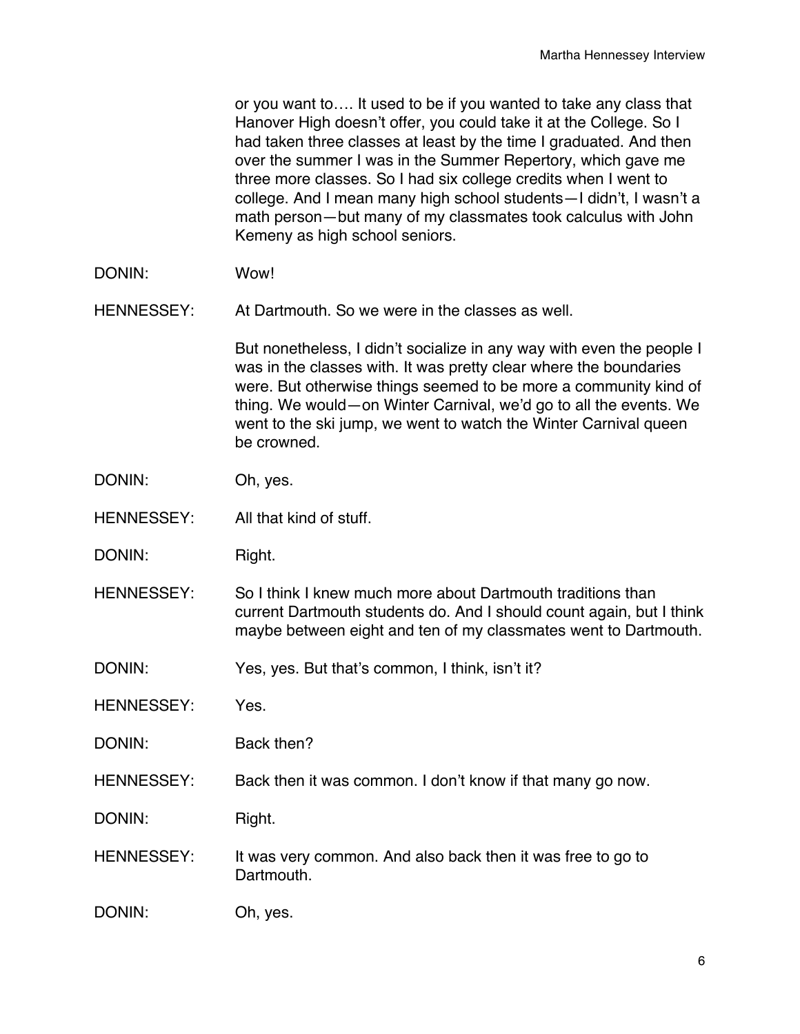or you want to…. It used to be if you wanted to take any class that Hanover High doesn't offer, you could take it at the College. So I had taken three classes at least by the time I graduated. And then over the summer I was in the Summer Repertory, which gave me three more classes. So I had six college credits when I went to college. And I mean many high school students—I didn't, I wasn't a math person—but many of my classmates took calculus with John Kemeny as high school seniors.

DONIN: Wow!

HENNESSEY: At Dartmouth. So we were in the classes as well.

But nonetheless, I didn't socialize in any way with even the people I was in the classes with. It was pretty clear where the boundaries were. But otherwise things seemed to be more a community kind of thing. We would—on Winter Carnival, we'd go to all the events. We went to the ski jump, we went to watch the Winter Carnival queen be crowned.

DONIN: Oh, yes.

HENNESSEY: All that kind of stuff.

DONIN: Right.

HENNESSEY: So I think I knew much more about Dartmouth traditions than current Dartmouth students do. And I should count again, but I think maybe between eight and ten of my classmates went to Dartmouth.

DONIN: Yes, yes. But that's common, I think, isn't it?

HENNESSEY: Yes.

DONIN: Back then?

HENNESSEY: Back then it was common. I don't know if that many go now.

DONIN: Right.

HENNESSEY: It was very common. And also back then it was free to go to Dartmouth.

DONIN: Oh, yes.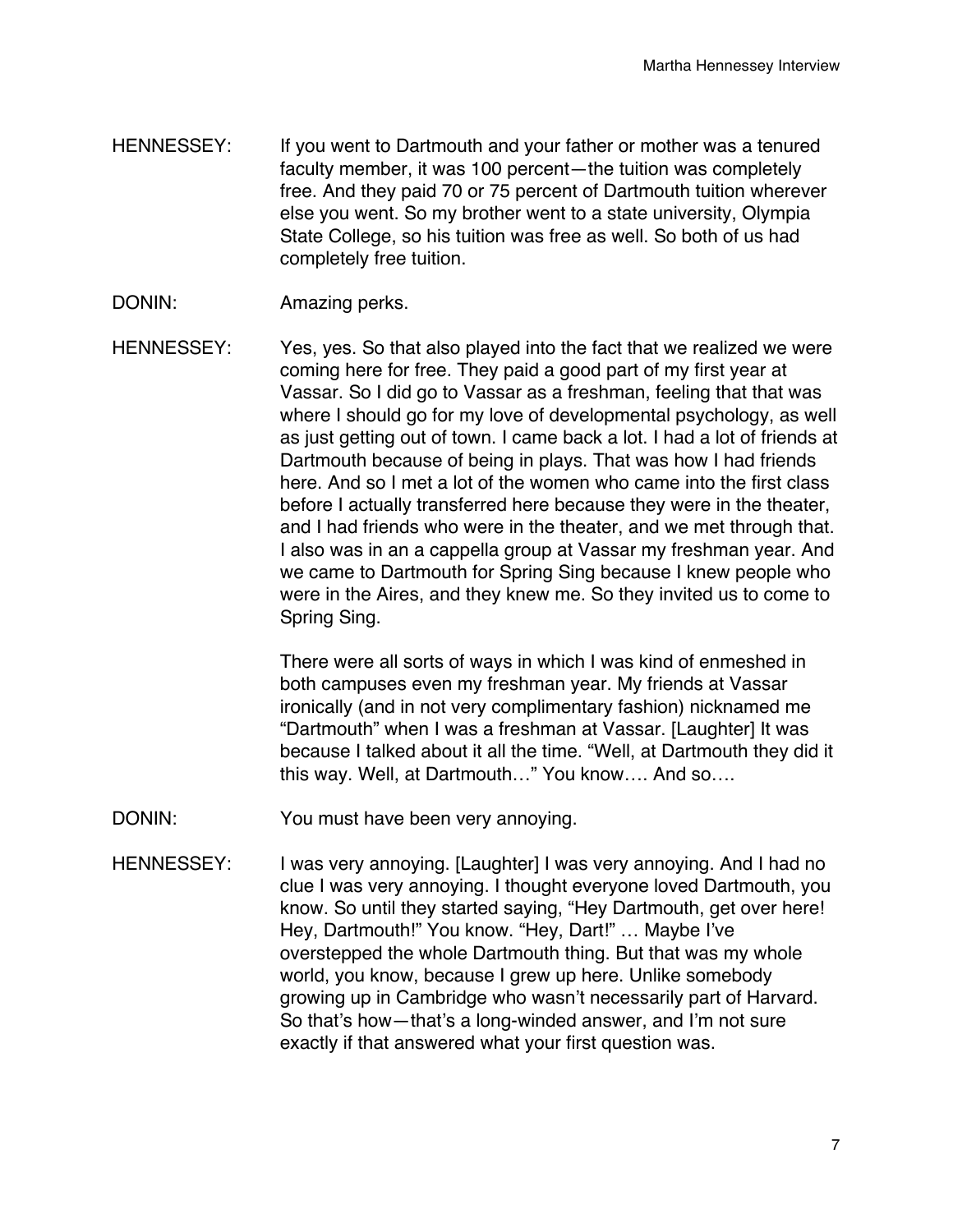HENNESSEY: If you went to Dartmouth and your father or mother was a tenured faculty member, it was 100 percent—the tuition was completely free. And they paid 70 or 75 percent of Dartmouth tuition wherever else you went. So my brother went to a state university, Olympia State College, so his tuition was free as well. So both of us had completely free tuition.

DONIN: Amazing perks.

HENNESSEY: Yes, yes. So that also played into the fact that we realized we were coming here for free. They paid a good part of my first year at Vassar. So I did go to Vassar as a freshman, feeling that that was where I should go for my love of developmental psychology, as well as just getting out of town. I came back a lot. I had a lot of friends at Dartmouth because of being in plays. That was how I had friends here. And so I met a lot of the women who came into the first class before I actually transferred here because they were in the theater, and I had friends who were in the theater, and we met through that. I also was in an a cappella group at Vassar my freshman year. And we came to Dartmouth for Spring Sing because I knew people who were in the Aires, and they knew me. So they invited us to come to Spring Sing.

There were all sorts of ways in which I was kind of enmeshed in both campuses even my freshman year. My friends at Vassar ironically (and in not very complimentary fashion) nicknamed me "Dartmouth" when I was a freshman at Vassar. [Laughter] It was because I talked about it all the time. "Well, at Dartmouth they did it this way. Well, at Dartmouth…" You know…. And so….

DONIN: You must have been very annoying.

HENNESSEY: I was very annoying. [Laughter] I was very annoying. And I had no clue I was very annoying. I thought everyone loved Dartmouth, you know. So until they started saying, "Hey Dartmouth, get over here! Hey, Dartmouth!" You know. "Hey, Dart!" … Maybe I've overstepped the whole Dartmouth thing. But that was my whole world, you know, because I grew up here. Unlike somebody growing up in Cambridge who wasn't necessarily part of Harvard. So that's how—that's a long-winded answer, and I'm not sure exactly if that answered what your first question was.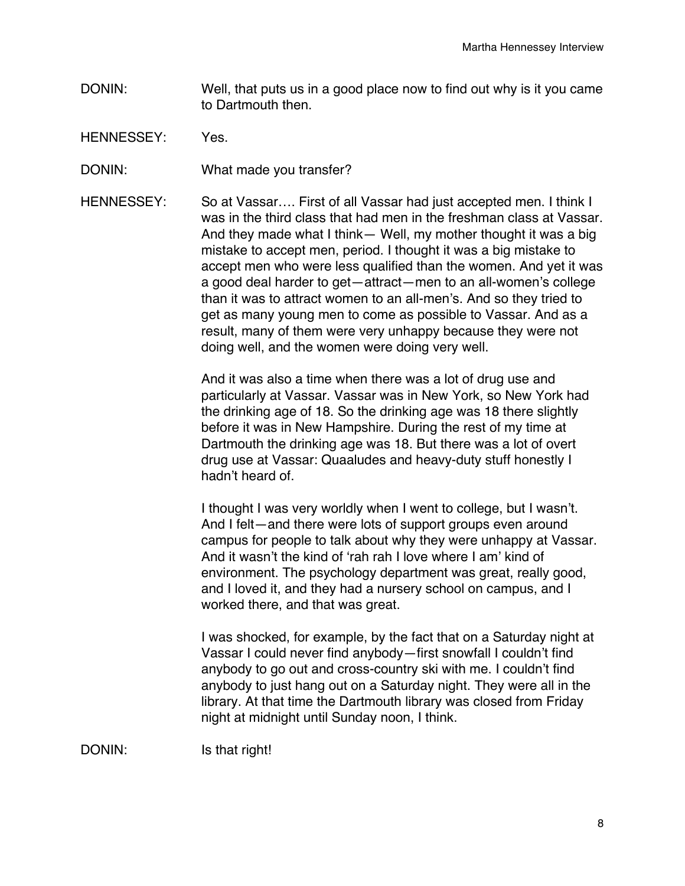DONIN: Well, that puts us in a good place now to find out why is it you came to Dartmouth then.

HENNESSEY: Yes.

DONIN: What made you transfer?

HENNESSEY: So at Vassar…. First of all Vassar had just accepted men. I think I was in the third class that had men in the freshman class at Vassar. And they made what I think— Well, my mother thought it was a big mistake to accept men, period. I thought it was a big mistake to accept men who were less qualified than the women. And yet it was a good deal harder to get—attract—men to an all-women's college than it was to attract women to an all-men's. And so they tried to get as many young men to come as possible to Vassar. And as a result, many of them were very unhappy because they were not doing well, and the women were doing very well.

And it was also a time when there was a lot of drug use and particularly at Vassar. Vassar was in New York, so New York had the drinking age of 18. So the drinking age was 18 there slightly before it was in New Hampshire. During the rest of my time at Dartmouth the drinking age was 18. But there was a lot of overt drug use at Vassar: Quaaludes and heavy-duty stuff honestly I hadn't heard of.

I thought I was very worldly when I went to college, but I wasn't. And I felt—and there were lots of support groups even around campus for people to talk about why they were unhappy at Vassar. And it wasn't the kind of 'rah rah I love where I am' kind of environment. The psychology department was great, really good, and I loved it, and they had a nursery school on campus, and I worked there, and that was great.

I was shocked, for example, by the fact that on a Saturday night at Vassar I could never find anybody—first snowfall I couldn't find anybody to go out and cross-country ski with me. I couldn't find anybody to just hang out on a Saturday night. They were all in the library. At that time the Dartmouth library was closed from Friday night at midnight until Sunday noon, I think.

DONIN: Is that right!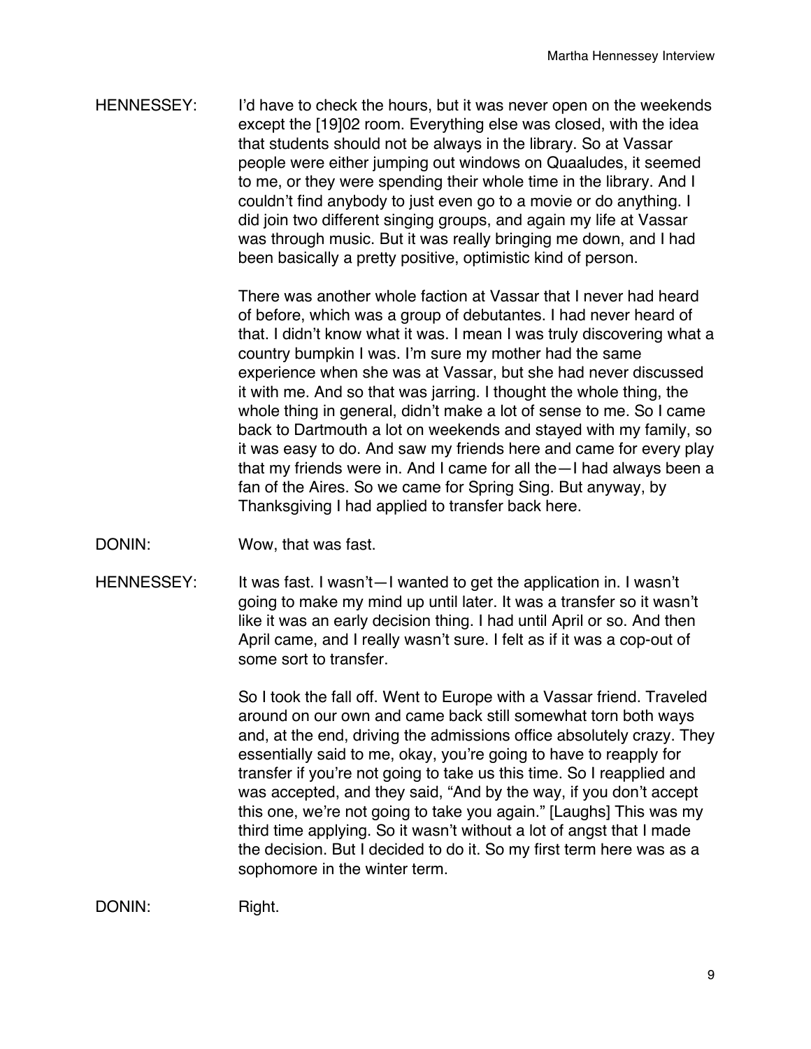HENNESSEY: I'd have to check the hours, but it was never open on the weekends except the [19]02 room. Everything else was closed, with the idea that students should not be always in the library. So at Vassar people were either jumping out windows on Quaaludes, it seemed to me, or they were spending their whole time in the library. And I couldn't find anybody to just even go to a movie or do anything. I did join two different singing groups, and again my life at Vassar was through music. But it was really bringing me down, and I had been basically a pretty positive, optimistic kind of person.

There was another whole faction at Vassar that I never had heard of before, which was a group of debutantes. I had never heard of that. I didn't know what it was. I mean I was truly discovering what a country bumpkin I was. I'm sure my mother had the same experience when she was at Vassar, but she had never discussed it with me. And so that was jarring. I thought the whole thing, the whole thing in general, didn't make a lot of sense to me. So I came back to Dartmouth a lot on weekends and stayed with my family, so it was easy to do. And saw my friends here and came for every play that my friends were in. And I came for all the—I had always been a fan of the Aires. So we came for Spring Sing. But anyway, by Thanksgiving I had applied to transfer back here.

DONIN: Wow, that was fast.

HENNESSEY: It was fast. I wasn't—I wanted to get the application in. I wasn't going to make my mind up until later. It was a transfer so it wasn't like it was an early decision thing. I had until April or so. And then April came, and I really wasn't sure. I felt as if it was a cop-out of some sort to transfer.

So I took the fall off. Went to Europe with a Vassar friend. Traveled around on our own and came back still somewhat torn both ways and, at the end, driving the admissions office absolutely crazy. They essentially said to me, okay, you're going to have to reapply for transfer if you're not going to take us this time. So I reapplied and was accepted, and they said, "And by the way, if you don't accept this one, we're not going to take you again." [Laughs] This was my third time applying. So it wasn't without a lot of angst that I made the decision. But I decided to do it. So my first term here was as a sophomore in the winter term.

DONIN: Right.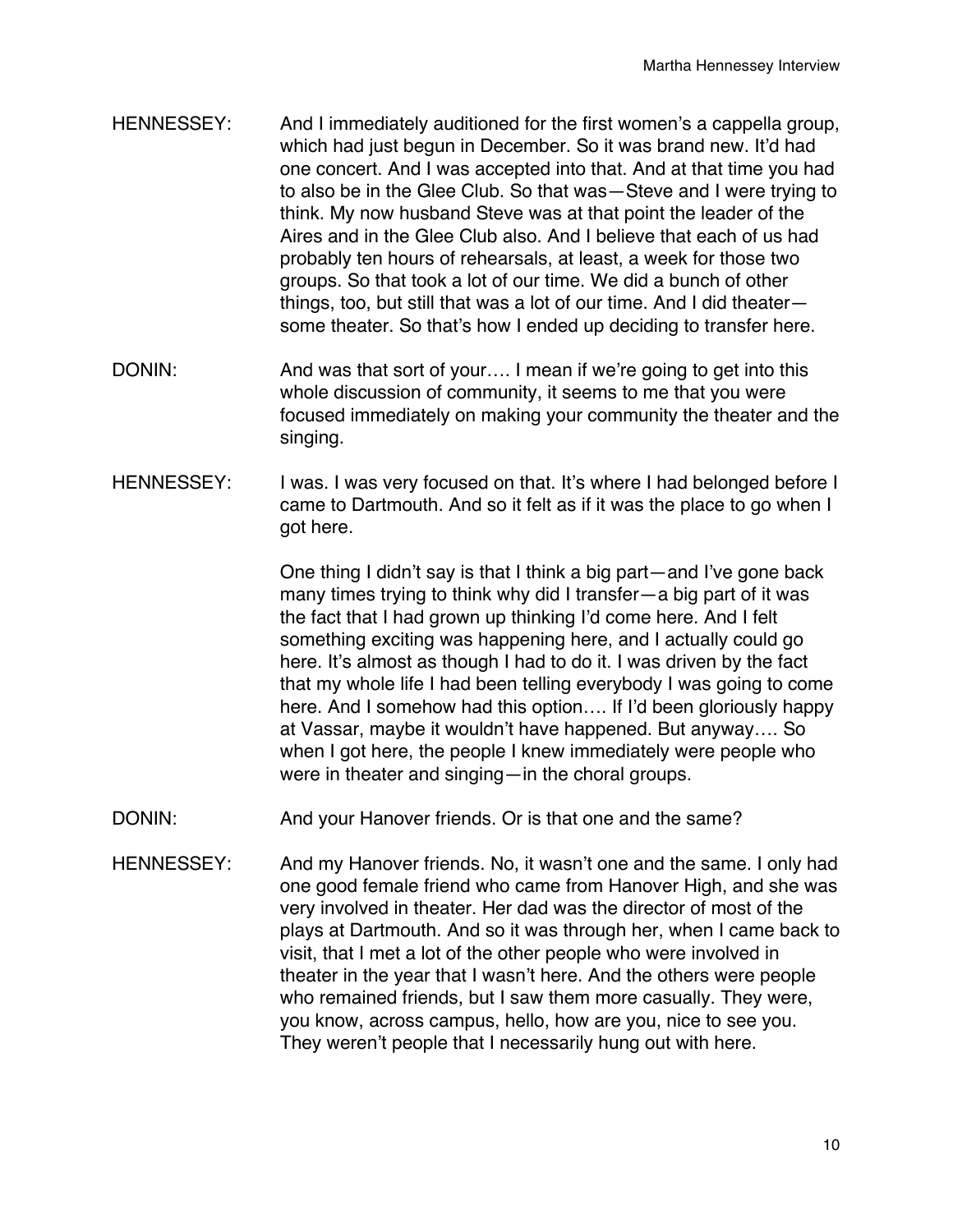HENNESSEY: And I immediately auditioned for the first women's a cappella group, which had just begun in December. So it was brand new. It'd had one concert. And I was accepted into that. And at that time you had to also be in the Glee Club. So that was—Steve and I were trying to think. My now husband Steve was at that point the leader of the Aires and in the Glee Club also. And I believe that each of us had probably ten hours of rehearsals, at least, a week for those two groups. So that took a lot of our time. We did a bunch of other things, too, but still that was a lot of our time. And I did theater—some theater. So that's how I ended up deciding to transfer here.

DONIN: And was that sort of your…. I mean if we're going to get into this whole discussion of community, it seems to me that you were focused immediately on making your community the theater and the singing.

HENNESSEY: I was. I was very focused on that. It's where I had belonged before I came to Dartmouth. And so it felt as if it was the place to go when I got here.

One thing I didn't say is that I think a big part—and I've gone back many times trying to think why did I transfer—a big part of it was the fact that I had grown up thinking I'd come here. And I felt something exciting was happening here, and I actually could go here. It's almost as though I had to do it. I was driven by the fact that my whole life I had been telling everybody I was going to come here. And I somehow had this option…. If I'd been gloriously happy at Vassar, maybe it wouldn't have happened. But anyway…. So when I got here, the people I knew immediately were people who were in theater and singing—in the choral groups.

DONIN: And your Hanover friends. Or is that one and the same?

HENNESSEY: And my Hanover friends. No, it wasn't one and the same. I only had one good female friend who came from Hanover High, and she was very involved in theater. Her dad was the director of most of the plays at Dartmouth. And so it was through her, when I came back to visit, that I met a lot of the other people who were involved in theater in the year that I wasn't here. And the others were people who remained friends, but I saw them more casually. They were, you know, across campus, hello, how are you, nice to see you. They weren't people that I necessarily hung out with here.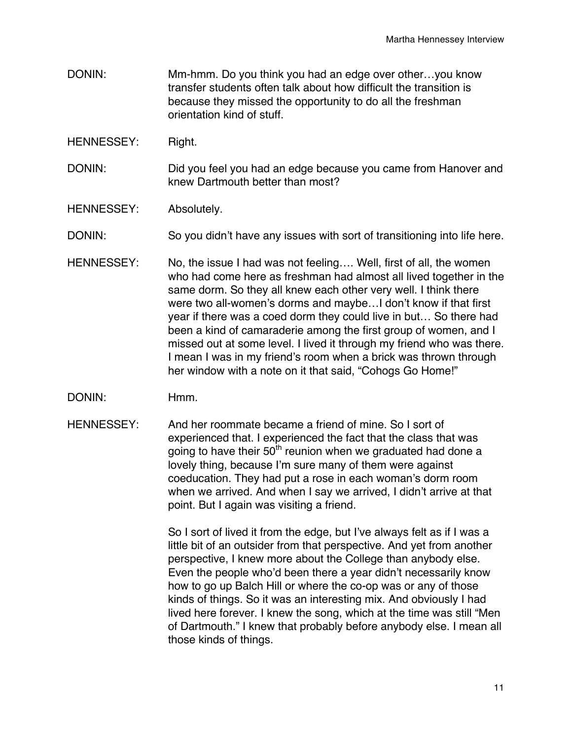DONIN: Mm-hmm. Do you think you had an edge over other…you know transfer students often talk about how difficult the transition is because they missed the opportunity to do all the freshman orientation kind of stuff.

HENNESSEY: Right.

DONIN: Did you feel you had an edge because you came from Hanover and knew Dartmouth better than most?

HENNESSEY: Absolutely.

DONIN: So you didn't have any issues with sort of transitioning into life here.

HENNESSEY: No, the issue I had was not feeling…. Well, first of all, the women who had come here as freshman had almost all lived together in the same dorm. So they all knew each other very well. I think there were two all-women's dorms and maybe…I don't know if that first year if there was a coed dorm they could live in but… So there had been a kind of camaraderie among the first group of women, and I missed out at some level. I lived it through my friend who was there. I mean I was in my friend's room when a brick was thrown through her window with a note on it that said, "Cohogs Go Home!"

DONIN: Hmm.

HENNESSEY: And her roommate became a friend of mine. So I sort of experienced that. I experienced the fact that the class that was going to have their 50th reunion when we graduated had done a lovely thing, because I'm sure many of them were against coeducation. They had put a rose in each woman's dorm room when we arrived. And when I say we arrived, I didn't arrive at that point. But I again was visiting a friend.

So I sort of lived it from the edge, but I've always felt as if I was a little bit of an outsider from that perspective. And yet from another perspective, I knew more about the College than anybody else. Even the people who'd been there a year didn't necessarily know how to go up Balch Hill or where the co-op was or any of those kinds of things. So it was an interesting mix. And obviously I had lived here forever. I knew the song, which at the time was still "Men of Dartmouth." I knew that probably before anybody else. I mean all those kinds of things.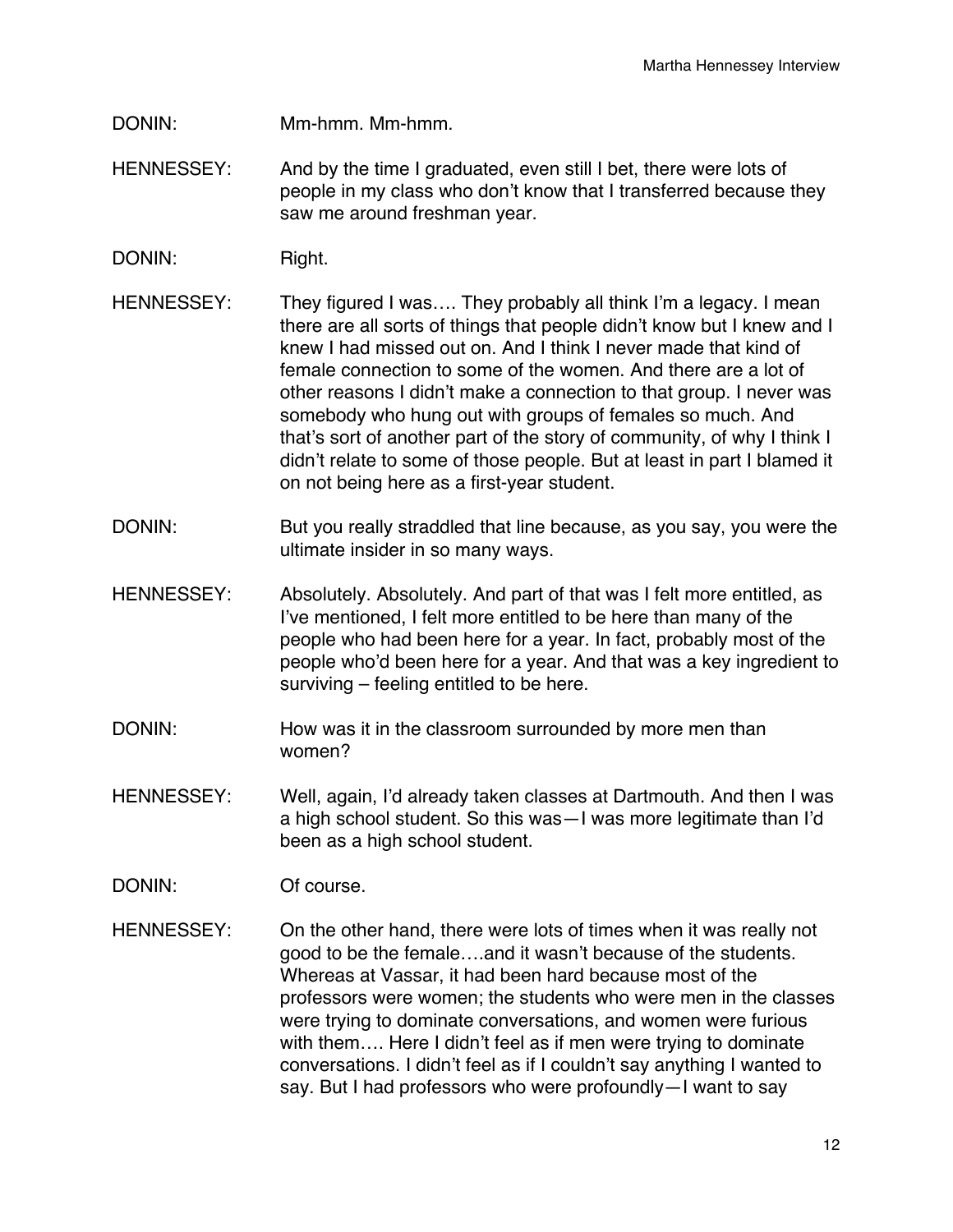DONIN: Mm-hmm. Mm-hmm.

HENNESSEY: And by the time I graduated, even still I bet, there were lots of people in my class who don't know that I transferred because they saw me around freshman year.

DONIN: Right.

HENNESSEY: They figured I was…. They probably all think I'm a legacy. I mean there are all sorts of things that people didn't know but I knew and I knew I had missed out on. And I think I never made that kind of female connection to some of the women. And there are a lot of other reasons I didn't make a connection to that group. I never was somebody who hung out with groups of females so much. And that's sort of another part of the story of community, of why I think I didn't relate to some of those people. But at least in part I blamed it on not being here as a first-year student.

DONIN: But you really straddled that line because, as you say, you were the ultimate insider in so many ways.

HENNESSEY: Absolutely. Absolutely. And part of that was I felt more entitled, as I've mentioned, I felt more entitled to be here than many of the people who had been here for a year. In fact, probably most of the people who'd been here for a year. And that was a key ingredient to surviving – feeling entitled to be here.

DONIN: How was it in the classroom surrounded by more men than women?

HENNESSEY: Well, again, I'd already taken classes at Dartmouth. And then I was a high school student. So this was—I was more legitimate than I'd been as a high school student.

DONIN: Of course.

HENNESSEY: On the other hand, there were lots of times when it was really not good to be the female….and it wasn't because of the students. Whereas at Vassar, it had been hard because most of the professors were women; the students who were men in the classes were trying to dominate conversations, and women were furious with them…. Here I didn't feel as if men were trying to dominate conversations. I didn't feel as if I couldn't say anything I wanted to say. But I had professors who were profoundly—I want to say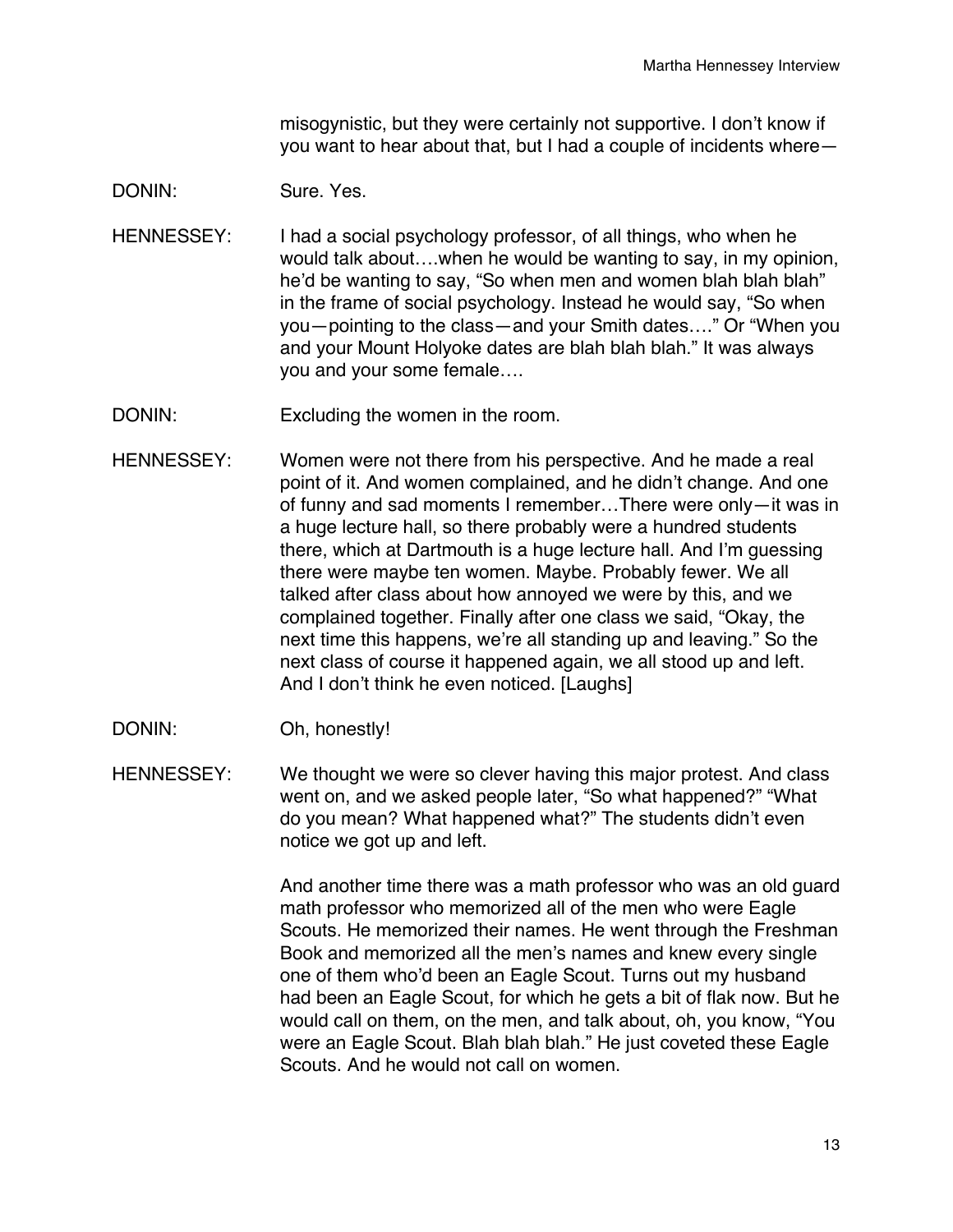misogynistic, but they were certainly not supportive. I don't know if you want to hear about that, but I had a couple of incidents where—

DONIN: Sure. Yes.

HENNESSEY: I had a social psychology professor, of all things, who when he would talk about….when he would be wanting to say, in my opinion, he'd be wanting to say, "So when men and women blah blah blah" in the frame of social psychology. Instead he would say, "So when you—pointing to the class—and your Smith dates…." Or "When you and your Mount Holyoke dates are blah blah blah." It was always you and your some female….

DONIN: Excluding the women in the room.

HENNESSEY: Women were not there from his perspective. And he made a real point of it. And women complained, and he didn't change. And one of funny and sad moments I remember…There were only—it was in a huge lecture hall, so there probably were a hundred students there, which at Dartmouth is a huge lecture hall. And I'm guessing there were maybe ten women. Maybe. Probably fewer. We all talked after class about how annoyed we were by this, and we complained together. Finally after one class we said, "Okay, the next time this happens, we're all standing up and leaving." So the next class of course it happened again, we all stood up and left. And I don't think he even noticed. [Laughs]

DONIN: Oh, honestly!

HENNESSEY: We thought we were so clever having this major protest. And class went on, and we asked people later, "So what happened?" "What do you mean? What happened what?" The students didn't even notice we got up and left.

And another time there was a math professor who was an old guard math professor who memorized all of the men who were Eagle Scouts. He memorized their names. He went through the Freshman Book and memorized all the men's names and knew every single one of them who'd been an Eagle Scout. Turns out my husband had been an Eagle Scout, for which he gets a bit of flak now. But he would call on them, on the men, and talk about, oh, you know, "You were an Eagle Scout. Blah blah blah." He just coveted these Eagle Scouts. And he would not call on women.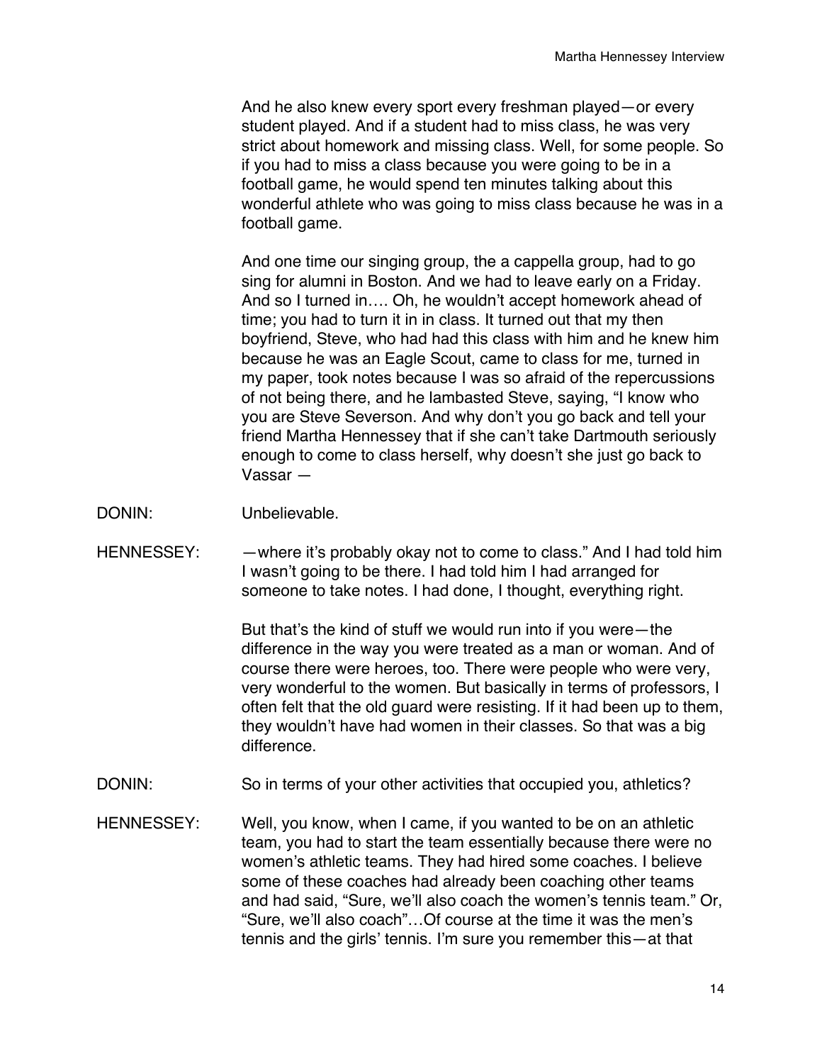And he also knew every sport every freshman played—or every student played. And if a student had to miss class, he was very strict about homework and missing class. Well, for some people. So if you had to miss a class because you were going to be in a football game, he would spend ten minutes talking about this wonderful athlete who was going to miss class because he was in a football game.

And one time our singing group, the a cappella group, had to go sing for alumni in Boston. And we had to leave early on a Friday. And so I turned in…. Oh, he wouldn't accept homework ahead of time; you had to turn it in in class. It turned out that my then boyfriend, Steve, who had had this class with him and he knew him because he was an Eagle Scout, came to class for me, turned in my paper, took notes because I was so afraid of the repercussions of not being there, and he lambasted Steve, saying, "I know who you are Steve Severson. And why don't you go back and tell your friend Martha Hennessey that if she can't take Dartmouth seriously enough to come to class herself, why doesn't she just go back to Vassar —

DONIN: Unbelievable.

HENNESSEY: —where it's probably okay not to come to class." And I had told him I wasn't going to be there. I had told him I had arranged for someone to take notes. I had done, I thought, everything right.

But that's the kind of stuff we would run into if you were—the difference in the way you were treated as a man or woman. And of course there were heroes, too. There were people who were very, very wonderful to the women. But basically in terms of professors, I often felt that the old guard were resisting. If it had been up to them, they wouldn't have had women in their classes. So that was a big difference.

DONIN: So in terms of your other activities that occupied you, athletics?

HENNESSEY: Well, you know, when I came, if you wanted to be on an athletic team, you had to start the team essentially because there were no women's athletic teams. They had hired some coaches. I believe some of these coaches had already been coaching other teams and had said, "Sure, we'll also coach the women's tennis team." Or, "Sure, we'll also coach"…Of course at the time it was the men's tennis and the girls' tennis. I'm sure you remember this—at that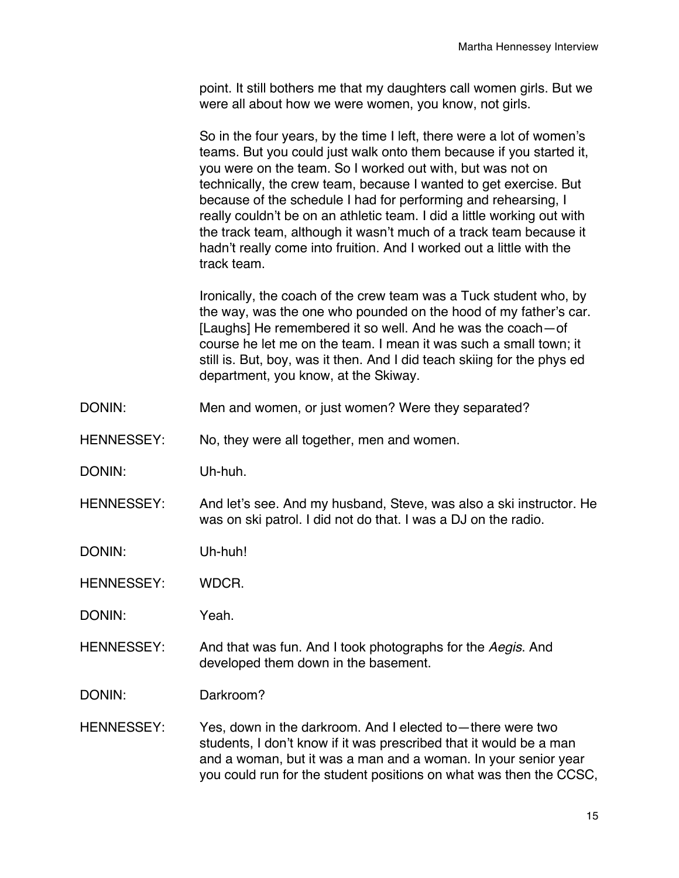point. It still bothers me that my daughters call women girls. But we were all about how we were women, you know, not girls.

So in the four years, by the time I left, there were a lot of women's teams. But you could just walk onto them because if you started it, you were on the team. So I worked out with, but was not on technically, the crew team, because I wanted to get exercise. But because of the schedule I had for performing and rehearsing, I really couldn't be on an athletic team. I did a little working out with the track team, although it wasn't much of a track team because it hadn't really come into fruition. And I worked out a little with the track team.

Ironically, the coach of the crew team was a Tuck student who, by the way, was the one who pounded on the hood of my father's car. [Laughs] He remembered it so well. And he was the coach—of course he let me on the team. I mean it was such a small town; it still is. But, boy, was it then. And I did teach skiing for the phys ed department, you know, at the Skiway.

DONIN: Men and women, or just women? Were they separated?

HENNESSEY: No, they were all together, men and women.

DONIN: Uh-huh.

HENNESSEY: And let's see. And my husband, Steve, was also a ski instructor. He was on ski patrol. I did not do that. I was a DJ on the radio.

DONIN: Uh-huh!

HENNESSEY: WDCR.

DONIN: Yeah.

HENNESSEY: And that was fun. And I took photographs for the *Aegis*. And developed them down in the basement.

DONIN: Darkroom?

HENNESSEY: Yes, down in the darkroom. And I elected to—there were two students, I don't know if it was prescribed that it would be a man and a woman, but it was a man and a woman. In your senior year you could run for the student positions on what was then the CCSC,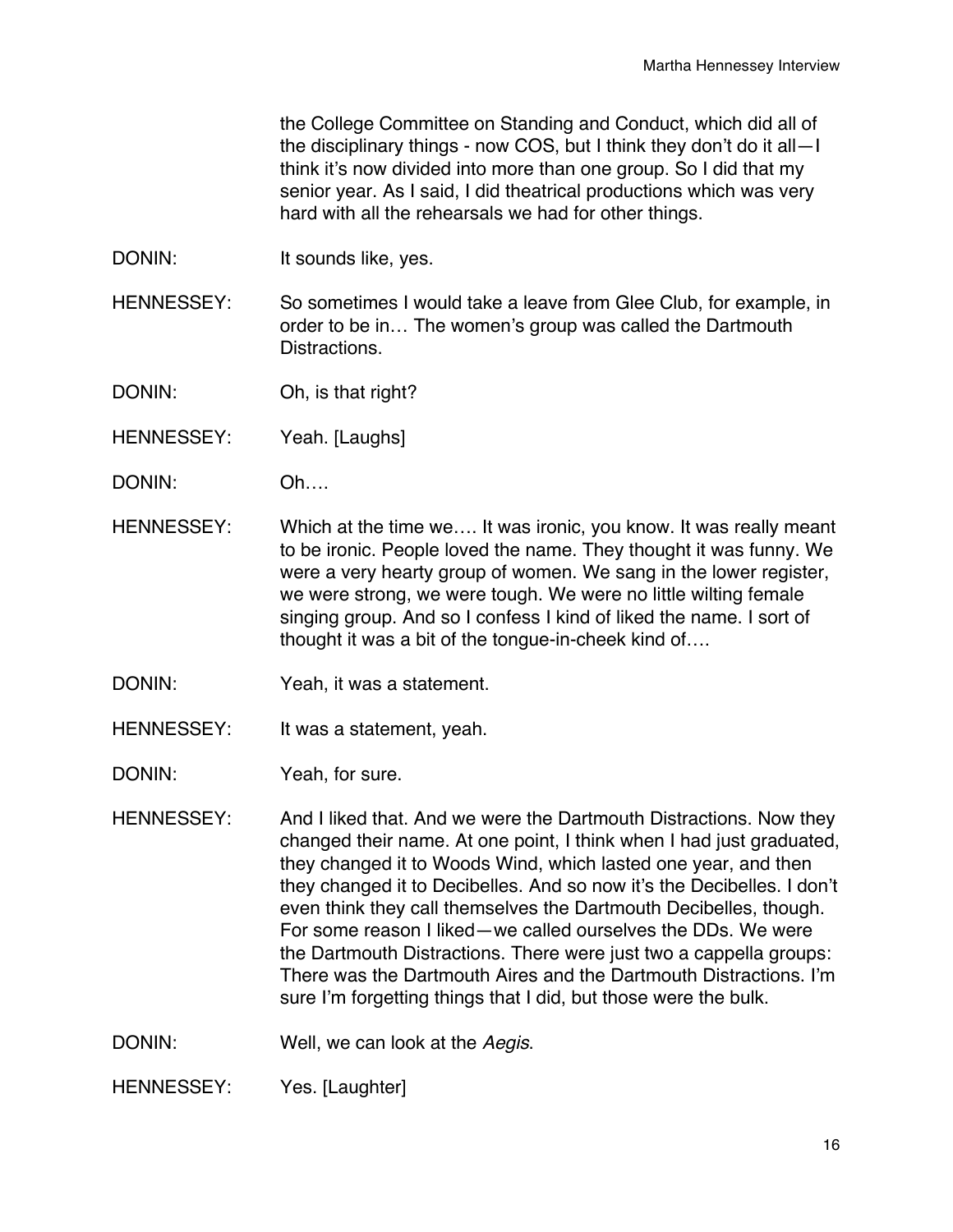the College Committee on Standing and Conduct, which did all of the disciplinary things - now COS, but I think they don't do it all—I think it's now divided into more than one group. So I did that my senior year. As I said, I did theatrical productions which was very hard with all the rehearsals we had for other things.

DONIN: It sounds like, yes.

HENNESSEY: So sometimes I would take a leave from Glee Club, for example, in order to be in… The women's group was called the Dartmouth Distractions.

DONIN: Oh, is that right?

HENNESSEY: Yeah. [Laughs]

DONIN: Oh….

HENNESSEY: Which at the time we…. It was ironic, you know. It was really meant to be ironic. People loved the name. They thought it was funny. We were a very hearty group of women. We sang in the lower register, we were strong, we were tough. We were no little wilting female singing group. And so I confess I kind of liked the name. I sort of thought it was a bit of the tongue-in-cheek kind of….

DONIN: Yeah, it was a statement.

HENNESSEY: It was a statement, yeah.

DONIN: Yeah, for sure.

HENNESSEY: And I liked that. And we were the Dartmouth Distractions. Now they changed their name. At one point, I think when I had just graduated, they changed it to Woods Wind, which lasted one year, and then they changed it to Decibelles. And so now it's the Decibelles. I don't even think they call themselves the Dartmouth Decibelles, though. For some reason I liked—we called ourselves the DDs. We were the Dartmouth Distractions. There were just two a cappella groups: There was the Dartmouth Aires and the Dartmouth Distractions. I'm sure I'm forgetting things that I did, but those were the bulk.

DONIN: Well, we can look at the *Aegis*.

HENNESSEY: Yes. [Laughter]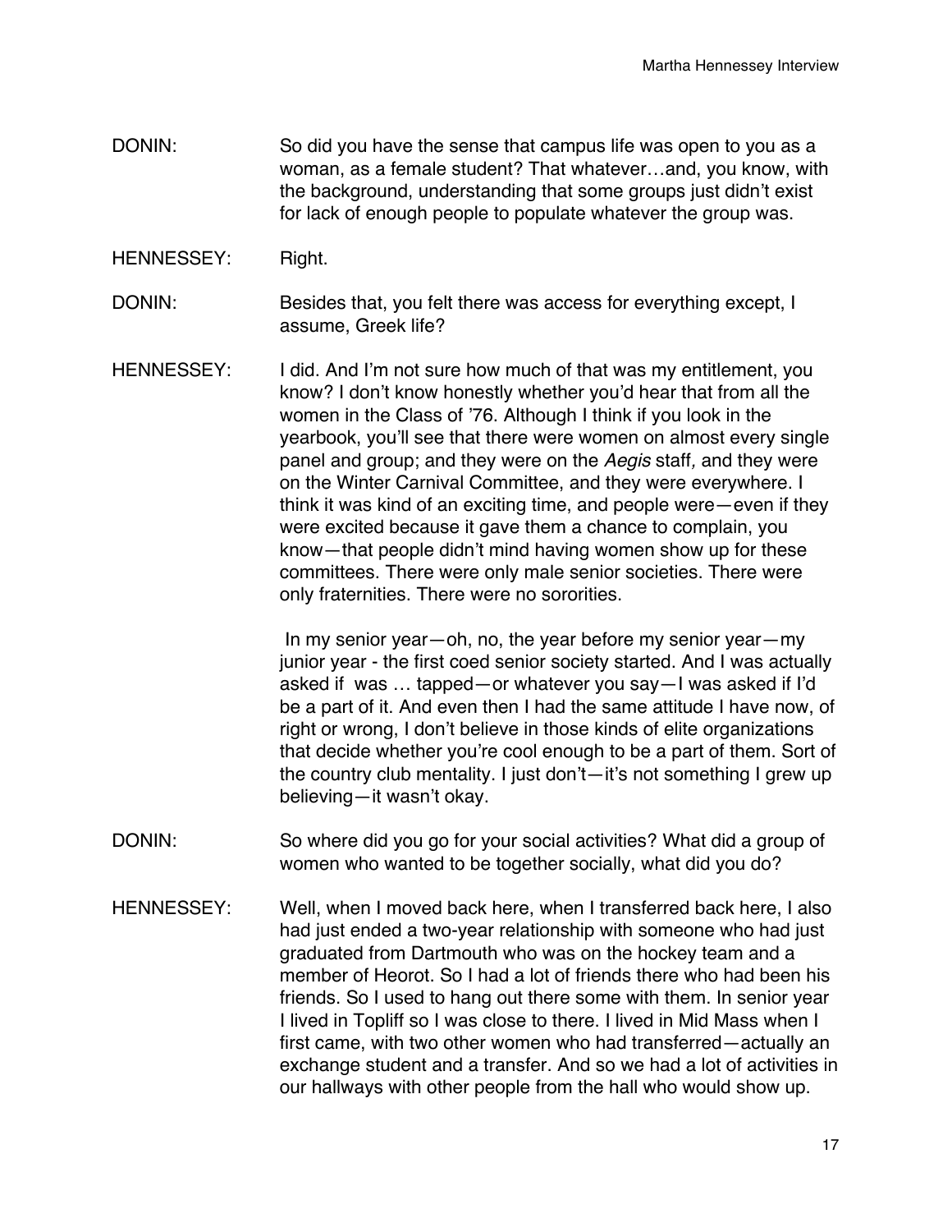DONIN: So did you have the sense that campus life was open to you as a woman, as a female student? That whatever…and, you know, with the background, understanding that some groups just didn't exist for lack of enough people to populate whatever the group was.

HENNESSEY: Right.

DONIN: Besides that, you felt there was access for everything except, I assume, Greek life?

HENNESSEY: I did. And I'm not sure how much of that was my entitlement, you know? I don't know honestly whether you'd hear that from all the women in the Class of '76. Although I think if you look in the yearbook, you'll see that there were women on almost every single panel and group; and they were on the *Aegis* staff, and they were on the Winter Carnival Committee, and they were everywhere. I think it was kind of an exciting time, and people were—even if they were excited because it gave them a chance to complain, you know—that people didn't mind having women show up for these committees. There were only male senior societies. There were only fraternities. There were no sororities.

In my senior year—oh, no, the year before my senior year—my junior year - the first coed senior society started. And I was actually asked if was … tapped—or whatever you say—I was asked if I'd be a part of it. And even then I had the same attitude I have now, of right or wrong, I don't believe in those kinds of elite organizations that decide whether you're cool enough to be a part of them. Sort of the country club mentality. I just don't—it's not something I grew up believing—it wasn't okay.

DONIN: So where did you go for your social activities? What did a group of women who wanted to be together socially, what did you do?

HENNESSEY: Well, when I moved back here, when I transferred back here, I also had just ended a two-year relationship with someone who had just graduated from Dartmouth who was on the hockey team and a member of Heorot. So I had a lot of friends there who had been his friends. So I used to hang out there some with them. In senior year I lived in Topliff so I was close to there. I lived in Mid Mass when I first came, with two other women who had transferred—actually an exchange student and a transfer. And so we had a lot of activities in our hallways with other people from the hall who would show up.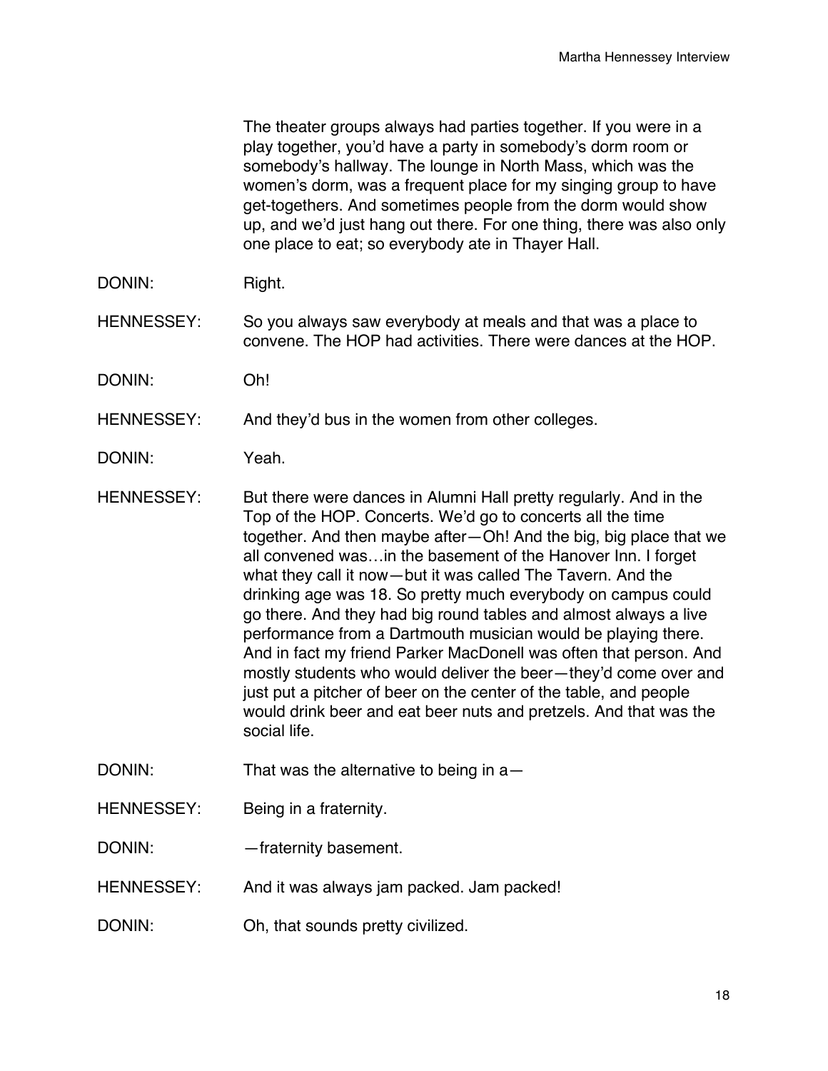The theater groups always had parties together. If you were in a play together, you'd have a party in somebody's dorm room or somebody's hallway. The lounge in North Mass, which was the women's dorm, was a frequent place for my singing group to have get-togethers. And sometimes people from the dorm would show up, and we'd just hang out there. For one thing, there was also only one place to eat; so everybody ate in Thayer Hall.

DONIN: Right.

HENNESSEY: So you always saw everybody at meals and that was a place to convene. The HOP had activities. There were dances at the HOP.

DONIN: Oh!

HENNESSEY: And they'd bus in the women from other colleges.

DONIN: Yeah.

HENNESSEY: But there were dances in Alumni Hall pretty regularly. And in the Top of the HOP. Concerts. We'd go to concerts all the time together. And then maybe after—Oh! And the big, big place that we all convened was…in the basement of the Hanover Inn. I forget what they call it now—but it was called The Tavern. And the drinking age was 18. So pretty much everybody on campus could go there. And they had big round tables and almost always a live performance from a Dartmouth musician would be playing there. And in fact my friend Parker MacDonell was often that person. And mostly students who would deliver the beer—they'd come over and just put a pitcher of beer on the center of the table, and people would drink beer and eat beer nuts and pretzels. And that was the social life.

DONIN: That was the alternative to being in a—

HENNESSEY: Being in a fraternity.

DONIN: —fraternity basement.

HENNESSEY: And it was always jam packed. Jam packed!

DONIN: Oh, that sounds pretty civilized.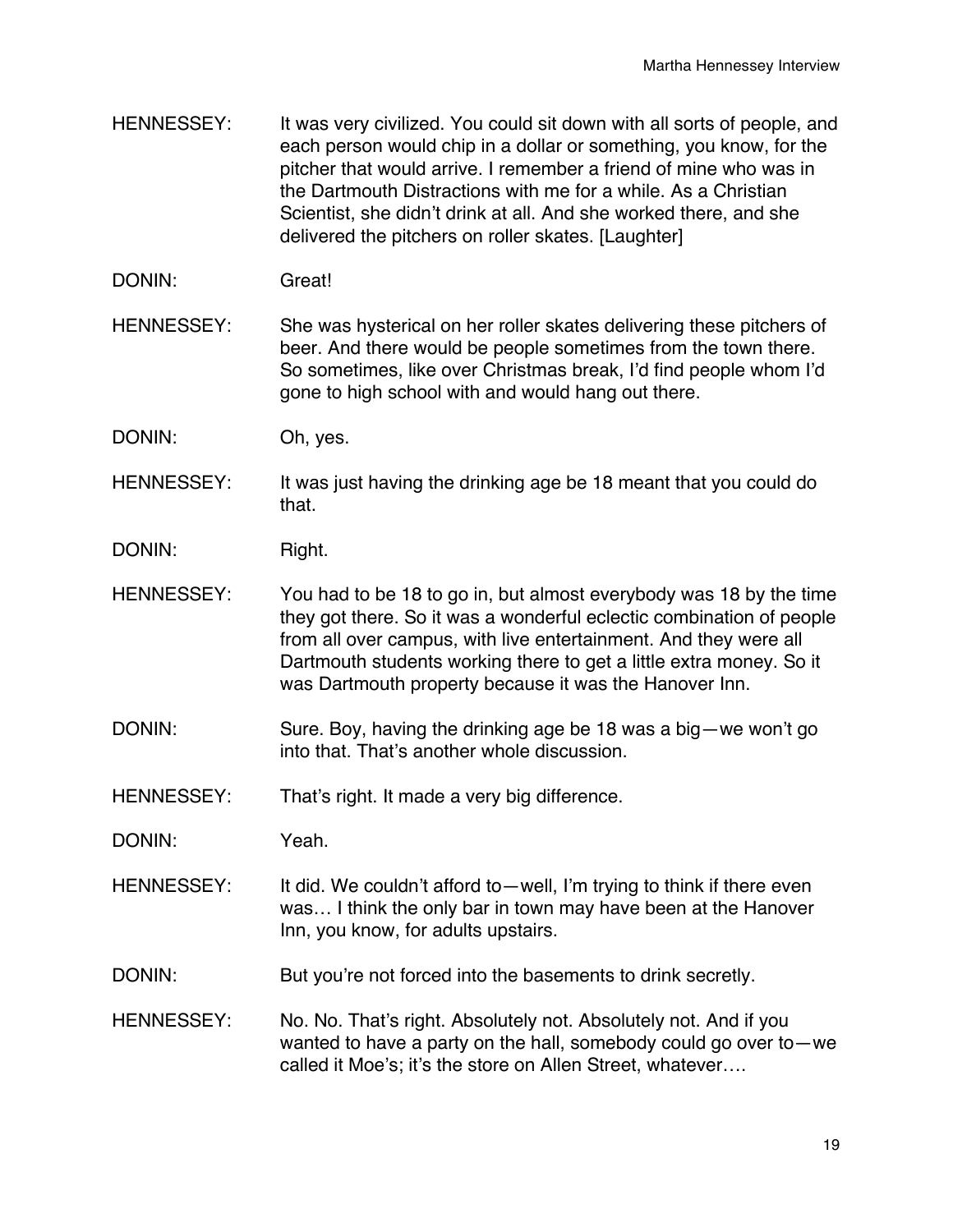HENNESSEY: It was very civilized. You could sit down with all sorts of people, and each person would chip in a dollar or something, you know, for the pitcher that would arrive. I remember a friend of mine who was in the Dartmouth Distractions with me for a while. As a Christian Scientist, she didn't drink at all. And she worked there, and she delivered the pitchers on roller skates. [Laughter]

DONIN: Great!

HENNESSEY: She was hysterical on her roller skates delivering these pitchers of beer. And there would be people sometimes from the town there. So sometimes, like over Christmas break, I'd find people whom I'd gone to high school with and would hang out there.

DONIN: Oh, yes.

HENNESSEY: It was just having the drinking age be 18 meant that you could do that.

DONIN: Right.

HENNESSEY: You had to be 18 to go in, but almost everybody was 18 by the time they got there. So it was a wonderful eclectic combination of people from all over campus, with live entertainment. And they were all Dartmouth students working there to get a little extra money. So it was Dartmouth property because it was the Hanover Inn.

DONIN: Sure. Boy, having the drinking age be 18 was a big—we won't go into that. That's another whole discussion.

HENNESSEY: That's right. It made a very big difference.

DONIN: Yeah.

HENNESSEY: It did. We couldn't afford to—well, I'm trying to think if there even was… I think the only bar in town may have been at the Hanover Inn, you know, for adults upstairs.

DONIN: But you're not forced into the basements to drink secretly.

HENNESSEY: No. No. That's right. Absolutely not. Absolutely not. And if you wanted to have a party on the hall, somebody could go over to—we called it Moe's; it's the store on Allen Street, whatever….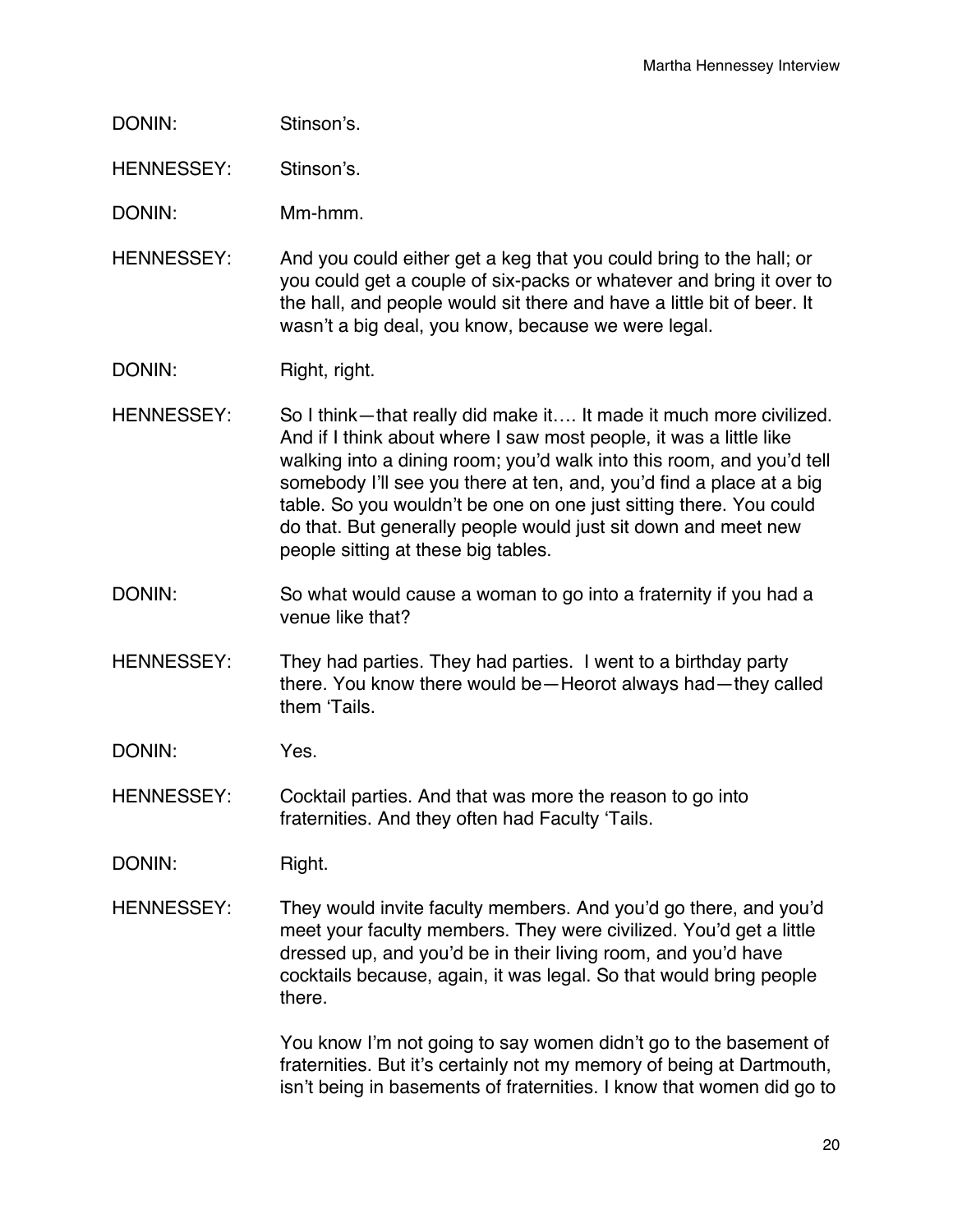DONIN: Stinson's.

HENNESSEY: Stinson's.

DONIN: Mm-hmm.

HENNESSEY: And you could either get a keg that you could bring to the hall; or you could get a couple of six-packs or whatever and bring it over to the hall, and people would sit there and have a little bit of beer. It wasn't a big deal, you know, because we were legal.

DONIN: Right, right.

HENNESSEY: So I think—that really did make it…. It made it much more civilized. And if I think about where I saw most people, it was a little like walking into a dining room; you'd walk into this room, and you'd tell somebody I'll see you there at ten, and, you'd find a place at a big table. So you wouldn't be one on one just sitting there. You could do that. But generally people would just sit down and meet new people sitting at these big tables.

DONIN: So what would cause a woman to go into a fraternity if you had a venue like that?

HENNESSEY: They had parties. They had parties. I went to a birthday party there. You know there would be—Heorot always had—they called them 'Tails.

DONIN: Yes.

HENNESSEY: Cocktail parties. And that was more the reason to go into fraternities. And they often had Faculty 'Tails.

DONIN: Right.

HENNESSEY: They would invite faculty members. And you'd go there, and you'd meet your faculty members. They were civilized. You'd get a little dressed up, and you'd be in their living room, and you'd have cocktails because, again, it was legal. So that would bring people there.

You know I'm not going to say women didn't go to the basement of fraternities. But it's certainly not my memory of being at Dartmouth, isn't being in basements of fraternities. I know that women did go to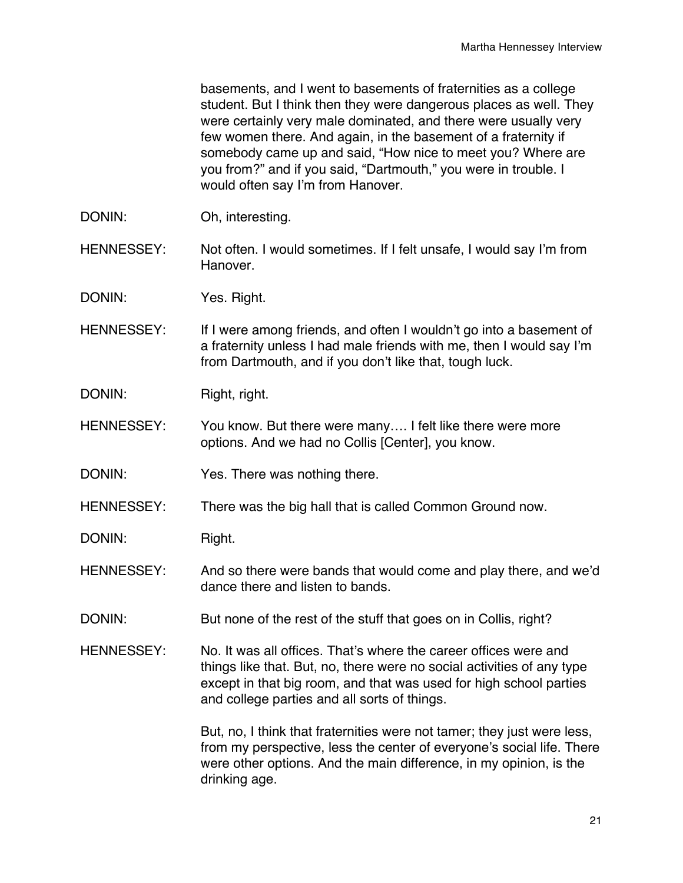basements, and I went to basements of fraternities as a college student. But I think then they were dangerous places as well. They were certainly very male dominated, and there were usually very few women there. And again, in the basement of a fraternity if somebody came up and said, "How nice to meet you? Where are you from?" and if you said, "Dartmouth," you were in trouble. I would often say I'm from Hanover.

DONIN: Oh, interesting.

HENNESSEY: Not often. I would sometimes. If I felt unsafe, I would say I'm from Hanover.

DONIN: Yes. Right.

HENNESSEY: If I were among friends, and often I wouldn't go into a basement of a fraternity unless I had male friends with me, then I would say I'm from Dartmouth, and if you don't like that, tough luck.

DONIN: Right, right.

HENNESSEY: You know. But there were many…. I felt like there were more options. And we had no Collis [Center], you know.

DONIN: Yes. There was nothing there.

HENNESSEY: There was the big hall that is called Common Ground now.

DONIN: Right.

HENNESSEY: And so there were bands that would come and play there, and we'd dance there and listen to bands.

DONIN: But none of the rest of the stuff that goes on in Collis, right?

HENNESSEY: No. It was all offices. That's where the career offices were and things like that. But, no, there were no social activities of any type except in that big room, and that was used for high school parties and college parties and all sorts of things.

But, no, I think that fraternities were not tamer; they just were less, from my perspective, less the center of everyone's social life. There were other options. And the main difference, in my opinion, is the drinking age.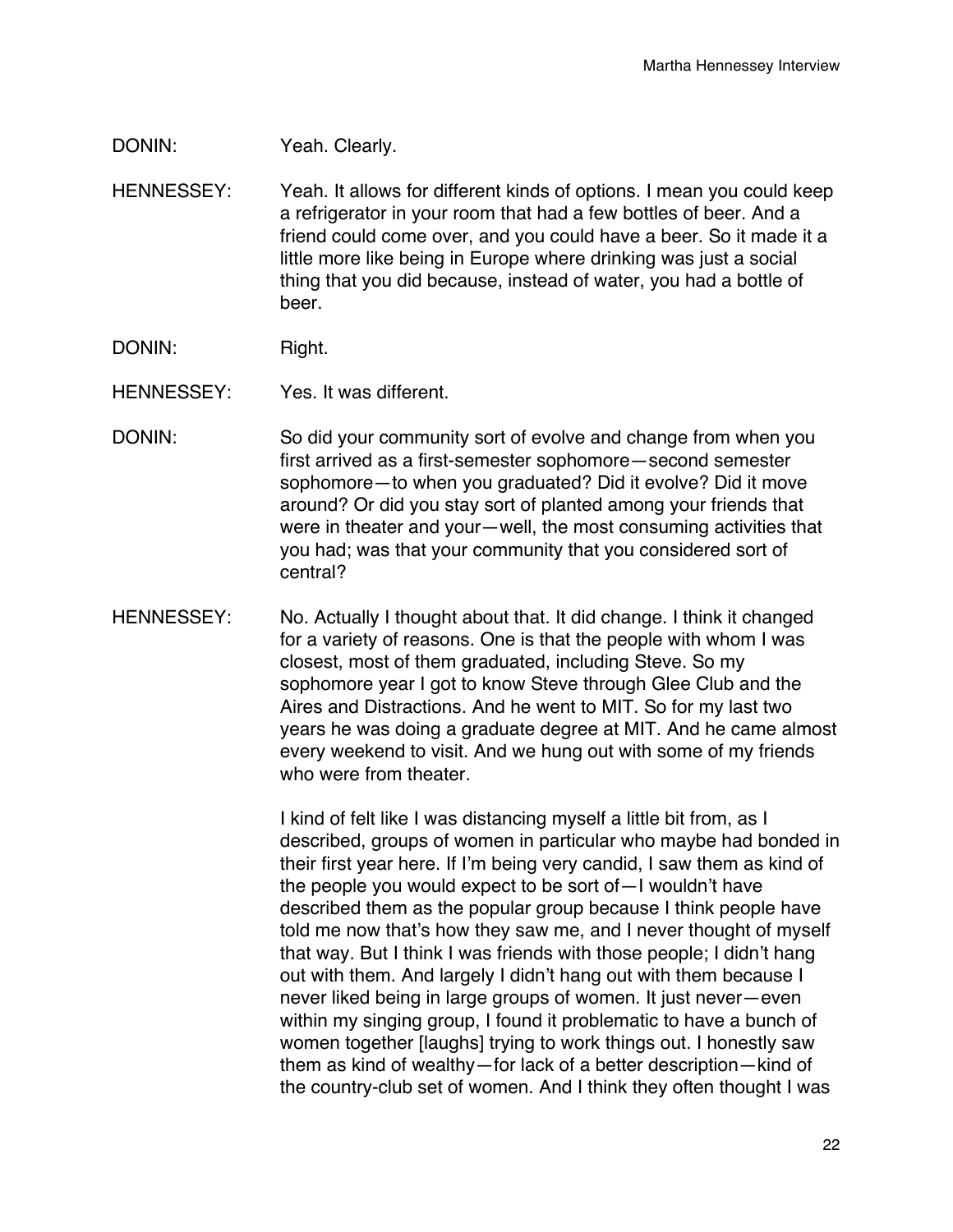DONIN: Yeah. Clearly.

HENNESSEY: Yeah. It allows for different kinds of options. I mean you could keep a refrigerator in your room that had a few bottles of beer. And a friend could come over, and you could have a beer. So it made it a little more like being in Europe where drinking was just a social thing that you did because, instead of water, you had a bottle of beer.

DONIN: Right.

HENNESSEY: Yes. It was different.

DONIN: So did your community sort of evolve and change from when you first arrived as a first-semester sophomore—second semester sophomore—to when you graduated? Did it evolve? Did it move around? Or did you stay sort of planted among your friends that were in theater and your—well, the most consuming activities that you had; was that your community that you considered sort of central?

HENNESSEY: No. Actually I thought about that. It did change. I think it changed for a variety of reasons. One is that the people with whom I was closest, most of them graduated, including Steve. So my sophomore year I got to know Steve through Glee Club and the Aires and Distractions. And he went to MIT. So for my last two years he was doing a graduate degree at MIT. And he came almost every weekend to visit. And we hung out with some of my friends who were from theater.

I kind of felt like I was distancing myself a little bit from, as I described, groups of women in particular who maybe had bonded in their first year here. If I'm being very candid, I saw them as kind of the people you would expect to be sort of—I wouldn't have described them as the popular group because I think people have told me now that's how they saw me, and I never thought of myself that way. But I think I was friends with those people; I didn't hang out with them. And largely I didn't hang out with them because I never liked being in large groups of women. It just never—even within my singing group, I found it problematic to have a bunch of women together [laughs] trying to work things out. I honestly saw them as kind of wealthy—for lack of a better description—kind of the country-club set of women. And I think they often thought I was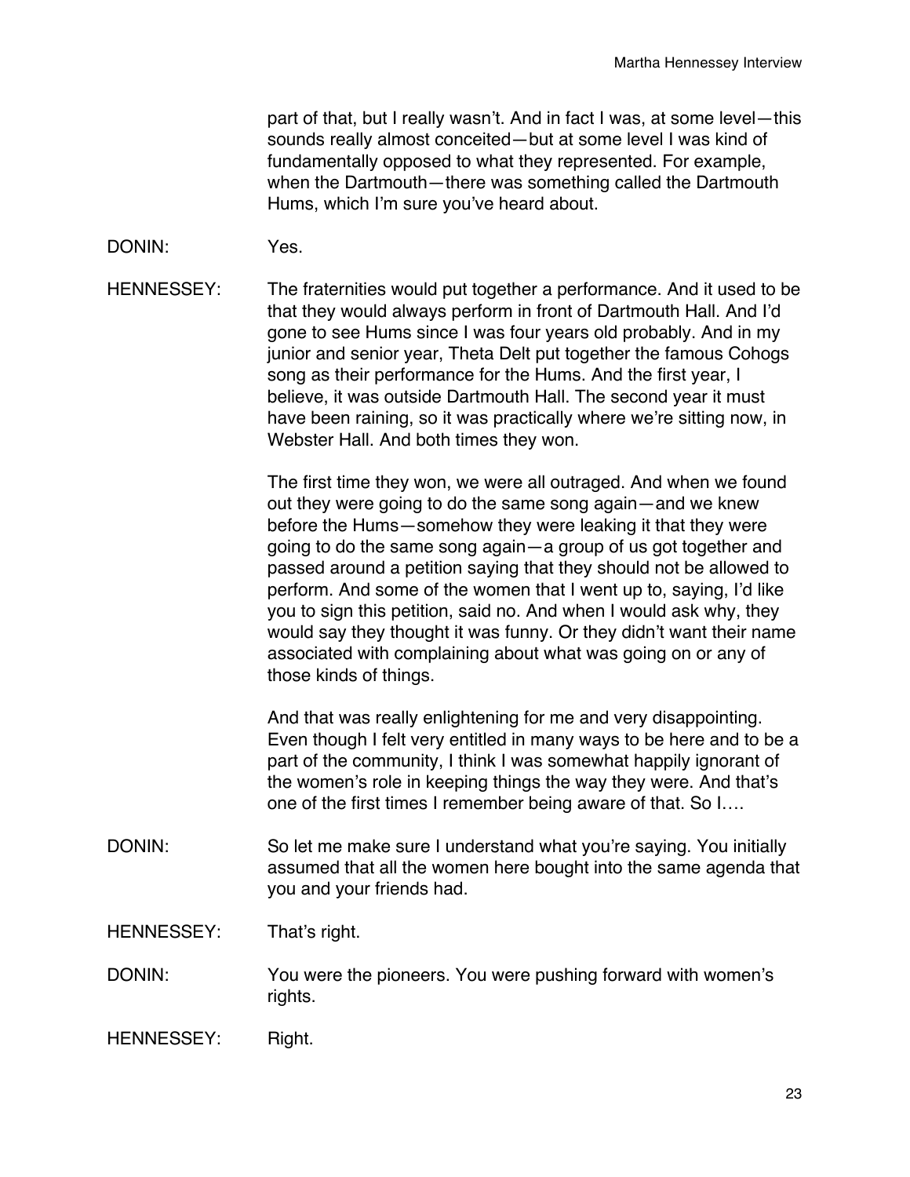part of that, but I really wasn't. And in fact I was, at some level—this sounds really almost conceited—but at some level I was kind of fundamentally opposed to what they represented. For example, when the Dartmouth—there was something called the Dartmouth Hums, which I'm sure you've heard about.

DONIN: Yes.

HENNESSEY: The fraternities would put together a performance. And it used to be that they would always perform in front of Dartmouth Hall. And I'd gone to see Hums since I was four years old probably. And in my junior and senior year, Theta Delt put together the famous Cohogs song as their performance for the Hums. And the first year, I believe, it was outside Dartmouth Hall. The second year it must have been raining, so it was practically where we're sitting now, in Webster Hall. And both times they won.

The first time they won, we were all outraged. And when we found out they were going to do the same song again—and we knew before the Hums—somehow they were leaking it that they were going to do the same song again—a group of us got together and passed around a petition saying that they should not be allowed to perform. And some of the women that I went up to, saying, I'd like you to sign this petition, said no. And when I would ask why, they would say they thought it was funny. Or they didn't want their name associated with complaining about what was going on or any of those kinds of things.

And that was really enlightening for me and very disappointing. Even though I felt very entitled in many ways to be here and to be a part of the community, I think I was somewhat happily ignorant of the women's role in keeping things the way they were. And that's one of the first times I remember being aware of that. So I….

DONIN: So let me make sure I understand what you're saying. You initially assumed that all the women here bought into the same agenda that you and your friends had.

HENNESSEY: That's right.

DONIN: You were the pioneers. You were pushing forward with women's rights.

HENNESSEY: Right.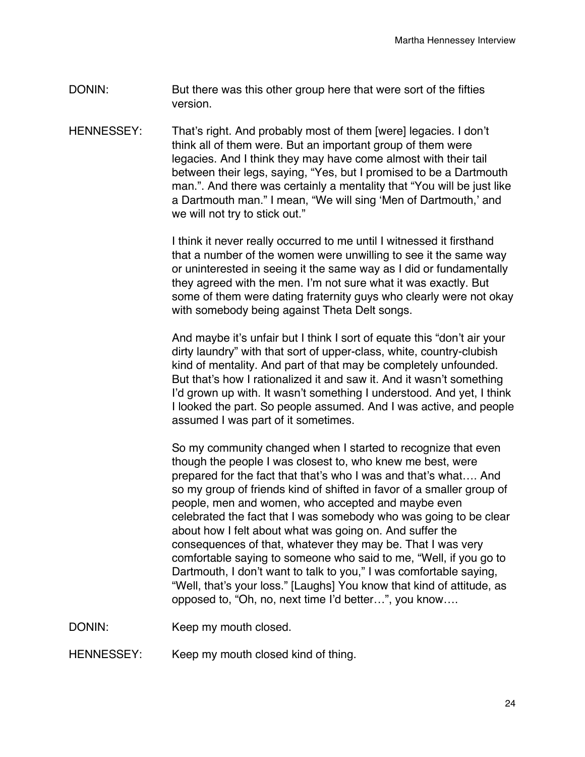DONIN: But there was this other group here that were sort of the fifties version.

HENNESSEY: That's right. And probably most of them [were] legacies. I don't think all of them were. But an important group of them were legacies. And I think they may have come almost with their tail between their legs, saying, "Yes, but I promised to be a Dartmouth man.". And there was certainly a mentality that "You will be just like a Dartmouth man." I mean, "We will sing 'Men of Dartmouth,' and we will not try to stick out."

I think it never really occurred to me until I witnessed it firsthand that a number of the women were unwilling to see it the same way or uninterested in seeing it the same way as I did or fundamentally they agreed with the men. I'm not sure what it was exactly. But some of them were dating fraternity guys who clearly were not okay with somebody being against Theta Delt songs.

And maybe it's unfair but I think I sort of equate this "don't air your dirty laundry" with that sort of upper-class, white, country-clubish kind of mentality. And part of that may be completely unfounded. But that's how I rationalized it and saw it. And it wasn't something I'd grown up with. It wasn't something I understood. And yet, I think I looked the part. So people assumed. And I was active, and people assumed I was part of it sometimes.

So my community changed when I started to recognize that even though the people I was closest to, who knew me best, were prepared for the fact that that's who I was and that's what…. And so my group of friends kind of shifted in favor of a smaller group of people, men and women, who accepted and maybe even celebrated the fact that I was somebody who was going to be clear about how I felt about what was going on. And suffer the consequences of that, whatever they may be. That I was very comfortable saying to someone who said to me, "Well, if you go to Dartmouth, I don't want to talk to you," I was comfortable saying, "Well, that's your loss." [Laughs] You know that kind of attitude, as opposed to, "Oh, no, next time I'd better…", you know….

DONIN: Keep my mouth closed.

HENNESSEY: Keep my mouth closed kind of thing.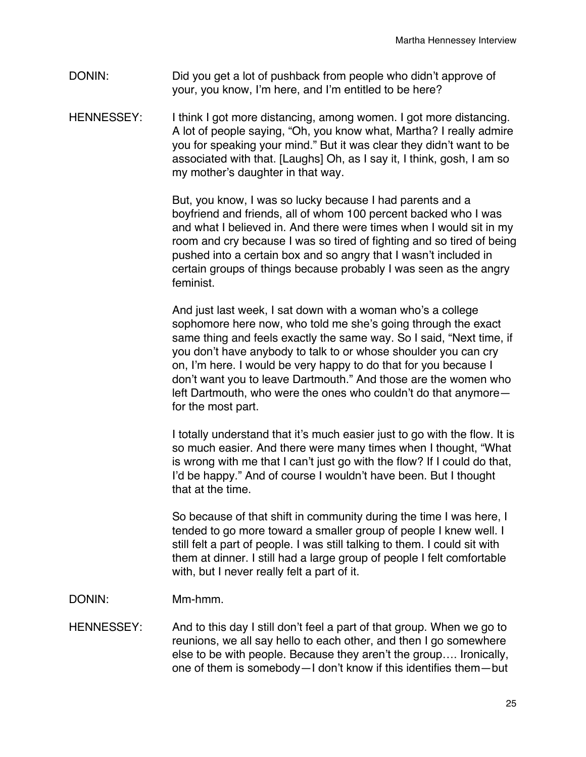DONIN: Did you get a lot of pushback from people who didn't approve of your, you know, I'm here, and I'm entitled to be here?

HENNESSEY: I think I got more distancing, among women. I got more distancing. A lot of people saying, "Oh, you know what, Martha? I really admire you for speaking your mind." But it was clear they didn't want to be associated with that. [Laughs] Oh, as I say it, I think, gosh, I am so my mother's daughter in that way.

But, you know, I was so lucky because I had parents and a boyfriend and friends, all of whom 100 percent backed who I was and what I believed in. And there were times when I would sit in my room and cry because I was so tired of fighting and so tired of being pushed into a certain box and so angry that I wasn't included in certain groups of things because probably I was seen as the angry feminist.

And just last week, I sat down with a woman who's a college sophomore here now, who told me she's going through the exact same thing and feels exactly the same way. So I said, "Next time, if you don't have anybody to talk to or whose shoulder you can cry on, I'm here. I would be very happy to do that for you because I don't want you to leave Dartmouth." And those are the women who left Dartmouth, who were the ones who couldn't do that anymore—for the most part.

I totally understand that it's much easier just to go with the flow. It is so much easier. And there were many times when I thought, "What is wrong with me that I can't just go with the flow? If I could do that, I'd be happy." And of course I wouldn't have been. But I thought that at the time.

So because of that shift in community during the time I was here, I tended to go more toward a smaller group of people I knew well. I still felt a part of people. I was still talking to them. I could sit with them at dinner. I still had a large group of people I felt comfortable with, but I never really felt a part of it.

DONIN: Mm-hmm.

HENNESSEY: And to this day I still don't feel a part of that group. When we go to reunions, we all say hello to each other, and then I go somewhere else to be with people. Because they aren't the group…. Ironically, one of them is somebody—I don't know if this identifies them—but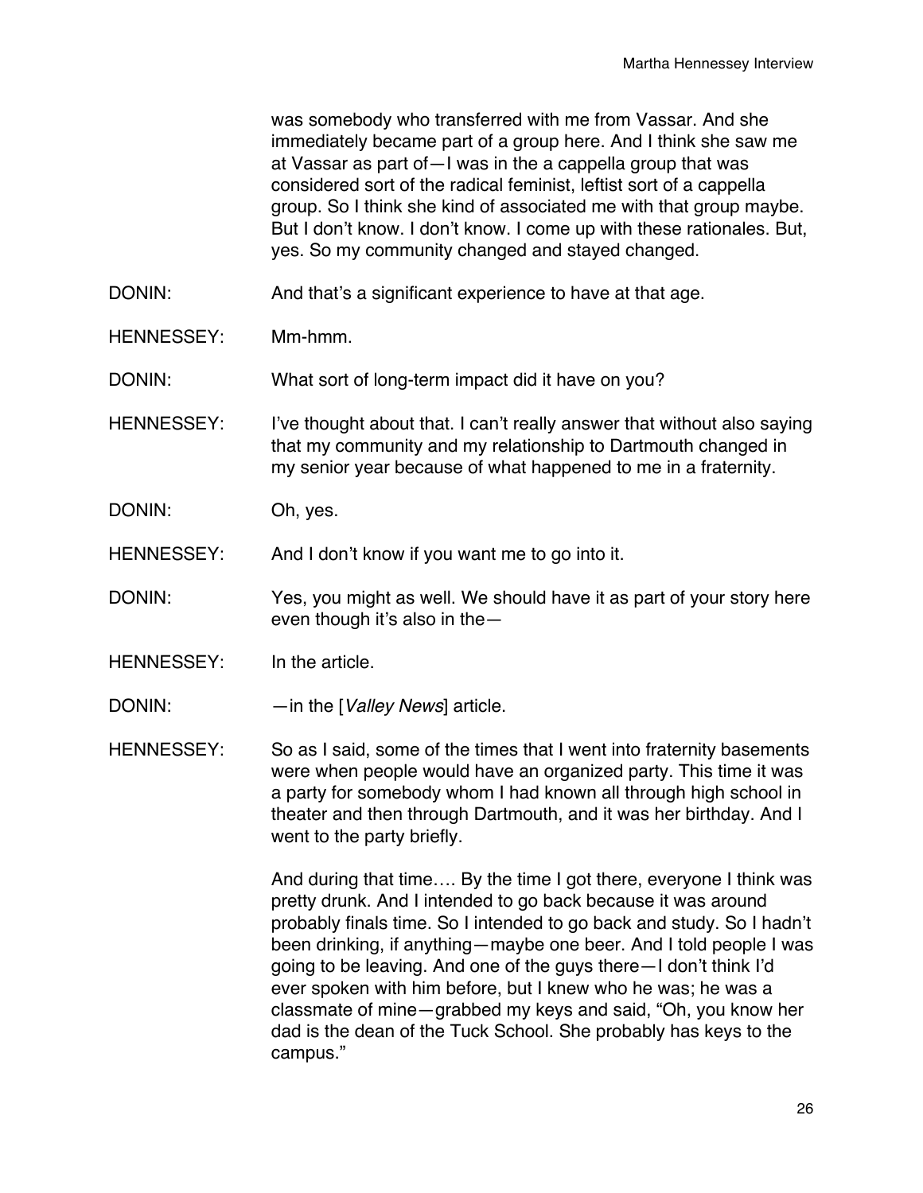was somebody who transferred with me from Vassar. And she immediately became part of a group here. And I think she saw me at Vassar as part of—I was in the a cappella group that was considered sort of the radical feminist, leftist sort of a cappella group. So I think she kind of associated me with that group maybe. But I don't know. I don't know. I come up with these rationales. But, yes. So my community changed and stayed changed.

DONIN: And that's a significant experience to have at that age.

HENNESSEY: Mm-hmm.

DONIN: What sort of long-term impact did it have on you?

HENNESSEY: I've thought about that. I can't really answer that without also saying that my community and my relationship to Dartmouth changed in my senior year because of what happened to me in a fraternity.

DONIN: Oh, yes.

HENNESSEY: And I don't know if you want me to go into it.

DONIN: Yes, you might as well. We should have it as part of your story here even though it's also in the—

HENNESSEY: In the article.

DONIN: —in the [*Valley News*] article.

HENNESSEY: So as I said, some of the times that I went into fraternity basements were when people would have an organized party. This time it was a party for somebody whom I had known all through high school in theater and then through Dartmouth, and it was her birthday. And I went to the party briefly.

And during that time…. By the time I got there, everyone I think was pretty drunk. And I intended to go back because it was around probably finals time. So I intended to go back and study. So I hadn't been drinking, if anything—maybe one beer. And I told people I was going to be leaving. And one of the guys there—I don't think I'd ever spoken with him before, but I knew who he was; he was a classmate of mine—grabbed my keys and said, "Oh, you know her dad is the dean of the Tuck School. She probably has keys to the campus."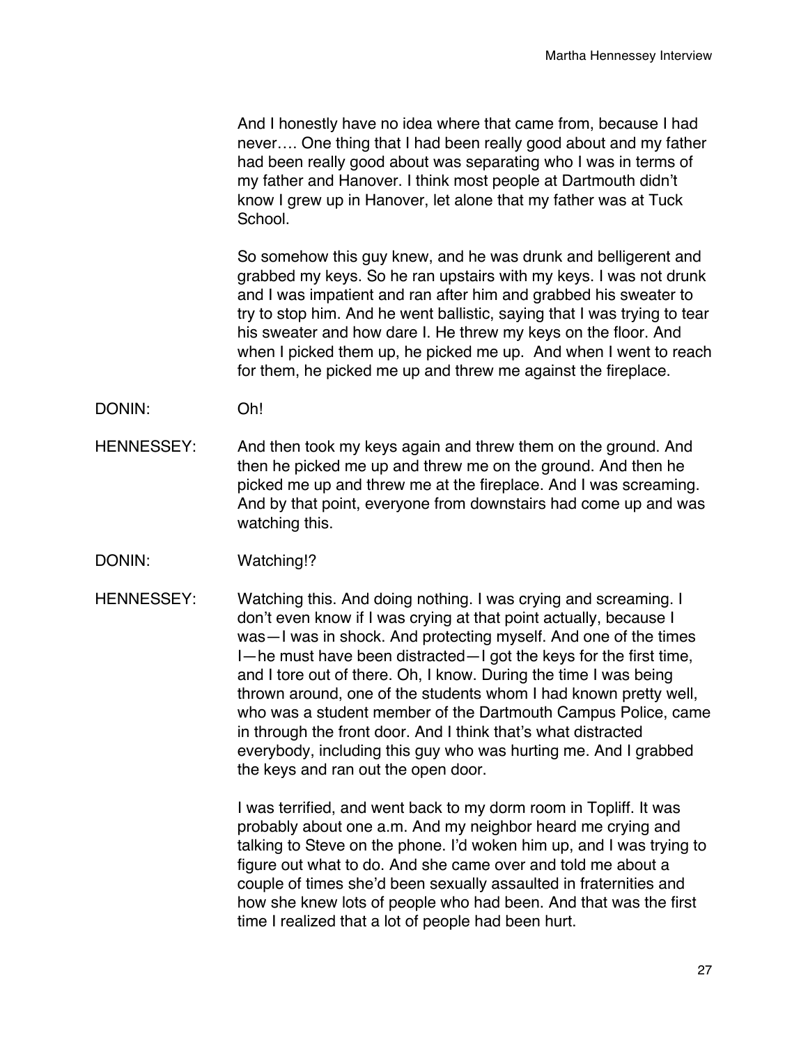And I honestly have no idea where that came from, because I had never…. One thing that I had been really good about and my father had been really good about was separating who I was in terms of my father and Hanover. I think most people at Dartmouth didn't know I grew up in Hanover, let alone that my father was at Tuck School.

So somehow this guy knew, and he was drunk and belligerent and grabbed my keys. So he ran upstairs with my keys. I was not drunk and I was impatient and ran after him and grabbed his sweater to try to stop him. And he went ballistic, saying that I was trying to tear his sweater and how dare I. He threw my keys on the floor. And when I picked them up, he picked me up. And when I went to reach for them, he picked me up and threw me against the fireplace.

DONIN: Oh!

HENNESSEY: And then took my keys again and threw them on the ground. And then he picked me up and threw me on the ground. And then he picked me up and threw me at the fireplace. And I was screaming. And by that point, everyone from downstairs had come up and was watching this.

DONIN: Watching!?

HENNESSEY: Watching this. And doing nothing. I was crying and screaming. I don't even know if I was crying at that point actually, because I was—I was in shock. And protecting myself. And one of the times I—he must have been distracted—I got the keys for the first time, and I tore out of there. Oh, I know. During the time I was being thrown around, one of the students whom I had known pretty well, who was a student member of the Dartmouth Campus Police, came in through the front door. And I think that's what distracted everybody, including this guy who was hurting me. And I grabbed the keys and ran out the open door.

I was terrified, and went back to my dorm room in Topliff. It was probably about one a.m. And my neighbor heard me crying and talking to Steve on the phone. I'd woken him up, and I was trying to figure out what to do. And she came over and told me about a couple of times she'd been sexually assaulted in fraternities and how she knew lots of people who had been. And that was the first time I realized that a lot of people had been hurt.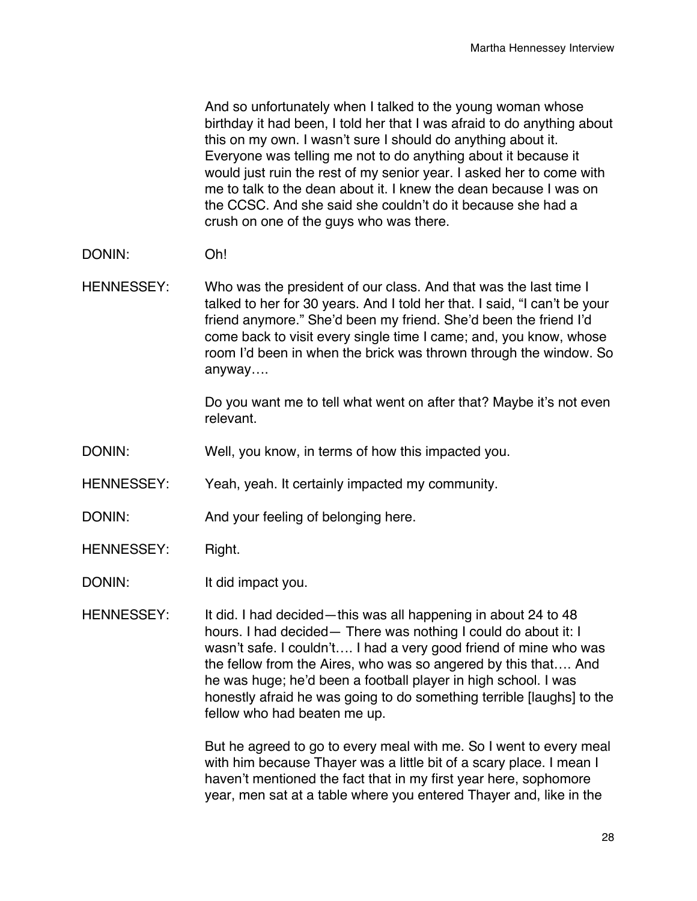And so unfortunately when I talked to the young woman whose birthday it had been, I told her that I was afraid to do anything about this on my own. I wasn't sure I should do anything about it. Everyone was telling me not to do anything about it because it would just ruin the rest of my senior year. I asked her to come with me to talk to the dean about it. I knew the dean because I was on the CCSC. And she said she couldn't do it because she had a crush on one of the guys who was there.

DONIN: Oh!

HENNESSEY: Who was the president of our class. And that was the last time I talked to her for 30 years. And I told her that. I said, "I can't be your friend anymore." She'd been my friend. She'd been the friend I'd come back to visit every single time I came; and, you know, whose room I'd been in when the brick was thrown through the window. So anyway….

Do you want me to tell what went on after that? Maybe it's not even relevant.

DONIN: Well, you know, in terms of how this impacted you.

HENNESSEY: Yeah, yeah. It certainly impacted my community.

DONIN: And your feeling of belonging here.

HENNESSEY: Right.

DONIN: It did impact you.

HENNESSEY: It did. I had decided—this was all happening in about 24 to 48 hours. I had decided— There was nothing I could do about it: I wasn't safe. I couldn't…. I had a very good friend of mine who was the fellow from the Aires, who was so angered by this that…. And he was huge; he'd been a football player in high school. I was honestly afraid he was going to do something terrible [laughs] to the fellow who had beaten me up.

But he agreed to go to every meal with me. So I went to every meal with him because Thayer was a little bit of a scary place. I mean I haven't mentioned the fact that in my first year here, sophomore year, men sat at a table where you entered Thayer and, like in the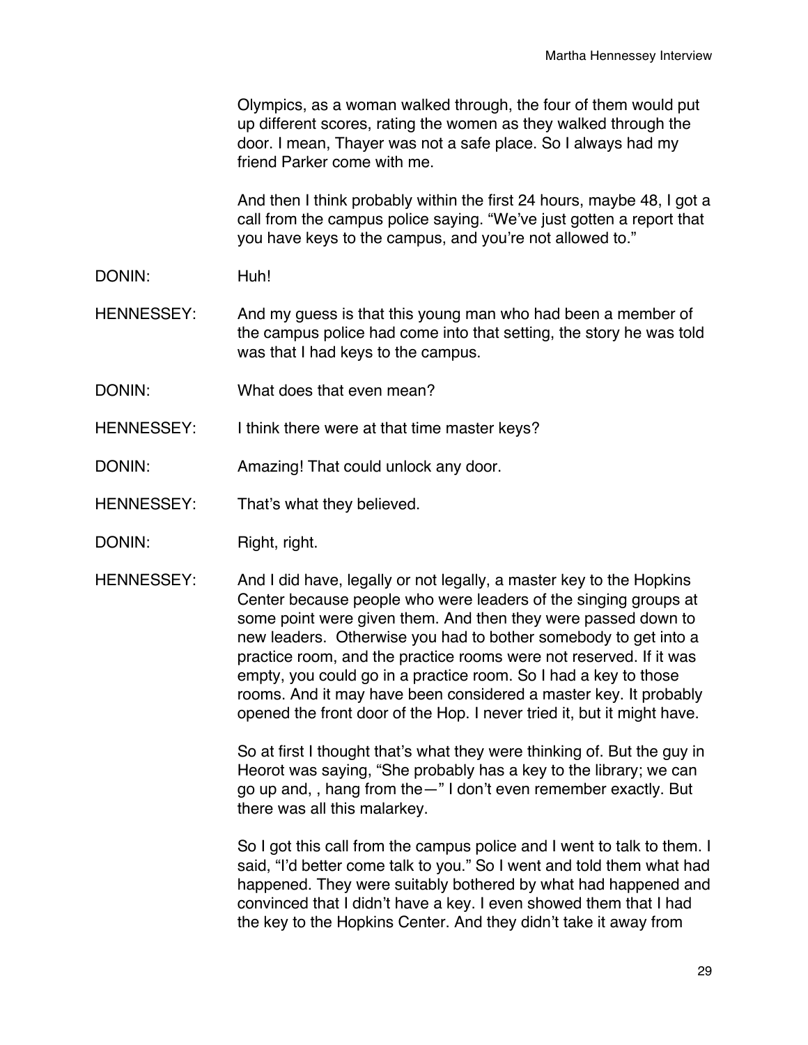Olympics, as a woman walked through, the four of them would put up different scores, rating the women as they walked through the door. I mean, Thayer was not a safe place. So I always had my friend Parker come with me.

And then I think probably within the first 24 hours, maybe 48, I got a call from the campus police saying. "We've just gotten a report that you have keys to the campus, and you're not allowed to."

DONIN: Huh!

HENNESSEY: And my guess is that this young man who had been a member of the campus police had come into that setting, the story he was told was that I had keys to the campus.

DONIN: What does that even mean?

HENNESSEY: I think there were at that time master keys?

DONIN: Amazing! That could unlock any door.

HENNESSEY: That's what they believed.

DONIN: Right, right.

HENNESSEY: And I did have, legally or not legally, a master key to the Hopkins Center because people who were leaders of the singing groups at some point were given them. And then they were passed down to new leaders. Otherwise you had to bother somebody to get into a practice room, and the practice rooms were not reserved. If it was empty, you could go in a practice room. So I had a key to those rooms. And it may have been considered a master key. It probably opened the front door of the Hop. I never tried it, but it might have.

So at first I thought that's what they were thinking of. But the guy in Heorot was saying, "She probably has a key to the library; we can go up and, , hang from the—" I don't even remember exactly. But there was all this malarkey.

So I got this call from the campus police and I went to talk to them. I said, "I'd better come talk to you." So I went and told them what had happened. They were suitably bothered by what had happened and convinced that I didn't have a key. I even showed them that I had the key to the Hopkins Center. And they didn't take it away from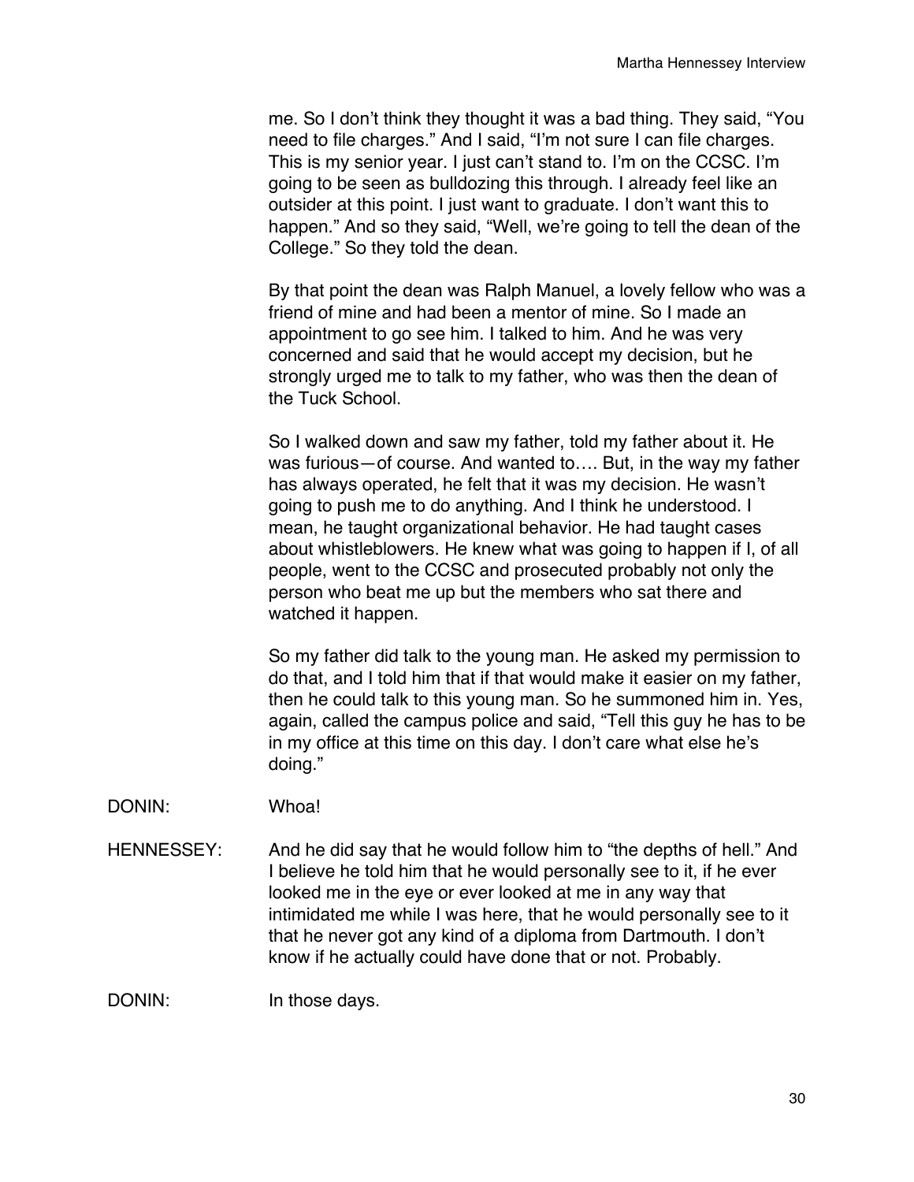me. So I don't think they thought it was a bad thing. They said, "You need to file charges." And I said, "I'm not sure I can file charges. This is my senior year. I just can't stand to. I'm on the CCSC. I'm going to be seen as bulldozing this through. I already feel like an outsider at this point. I just want to graduate. I don't want this to happen." And so they said, "Well, we're going to tell the dean of the College." So they told the dean.

By that point the dean was Ralph Manuel, a lovely fellow who was a friend of mine and had been a mentor of mine. So I made an appointment to go see him. I talked to him. And he was very concerned and said that he would accept my decision, but he strongly urged me to talk to my father, who was then the dean of the Tuck School.

So I walked down and saw my father, told my father about it. He was furious—of course. And wanted to…. But, in the way my father has always operated, he felt that it was my decision. He wasn't going to push me to do anything. And I think he understood. I mean, he taught organizational behavior. He had taught cases about whistleblowers. He knew what was going to happen if I, of all people, went to the CCSC and prosecuted probably not only the person who beat me up but the members who sat there and watched it happen.

So my father did talk to the young man. He asked my permission to do that, and I told him that if that would make it easier on my father, then he could talk to this young man. So he summoned him in. Yes, again, called the campus police and said, "Tell this guy he has to be in my office at this time on this day. I don't care what else he's doing."

DONIN: Whoa!

HENNESSEY: And he did say that he would follow him to "the depths of hell." And I believe he told him that he would personally see to it, if he ever looked me in the eye or ever looked at me in any way that intimidated me while I was here, that he would personally see to it that he never got any kind of a diploma from Dartmouth. I don't know if he actually could have done that or not. Probably.

DONIN: In those days.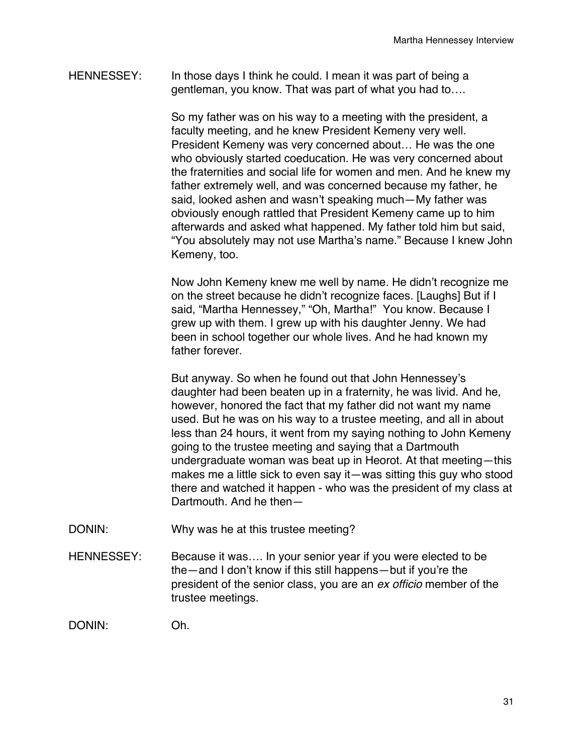HENNESSEY: In those days I think he could. I mean it was part of being a gentleman, you know. That was part of what you had to….

So my father was on his way to a meeting with the president, a faculty meeting, and he knew President Kemeny very well. President Kemeny was very concerned about… He was the one who obviously started coeducation. He was very concerned about the fraternities and social life for women and men. And he knew my father extremely well, and was concerned because my father, he said, looked ashen and wasn't speaking much—My father was obviously enough rattled that President Kemeny came up to him afterwards and asked what happened. My father told him but said, "You absolutely may not use Martha's name." Because I knew John Kemeny, too.

Now John Kemeny knew me well by name. He didn't recognize me on the street because he didn't recognize faces. [Laughs] But if I said, "Martha Hennessey," "Oh, Martha!" You know. Because I grew up with them. I grew up with his daughter Jenny. We had been in school together our whole lives. And he had known my father forever.

But anyway. So when he found out that John Hennessey's daughter had been beaten up in a fraternity, he was livid. And he, however, honored the fact that my father did not want my name used. But he was on his way to a trustee meeting, and all in about less than 24 hours, it went from my saying nothing to John Kemeny going to the trustee meeting and saying that a Dartmouth undergraduate woman was beat up in Heorot. At that meeting—this makes me a little sick to even say it—was sitting this guy who stood there and watched it happen - who was the president of my class at Dartmouth. And he then—

DONIN: Why was he at this trustee meeting?

HENNESSEY: Because it was…. In your senior year if you were elected to be the—and I don't know if this still happens—but if you're the president of the senior class, you are an *ex officio* member of the trustee meetings.

DONIN: Oh.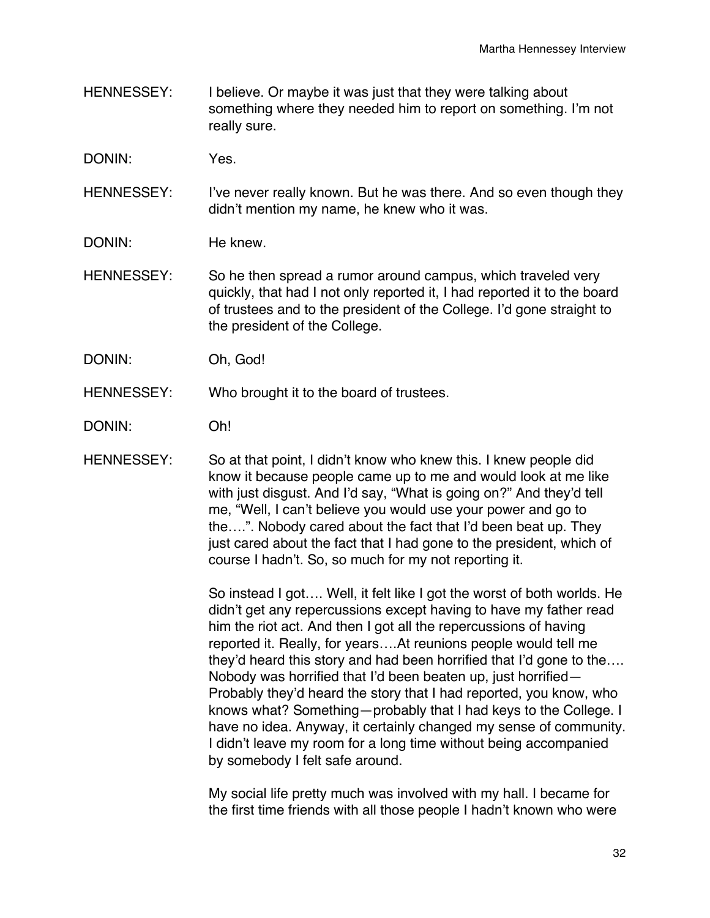HENNESSEY: I believe. Or maybe it was just that they were talking about something where they needed him to report on something. I'm not really sure.

DONIN: Yes.

HENNESSEY: I've never really known. But he was there. And so even though they didn't mention my name, he knew who it was.

DONIN: He knew.

HENNESSEY: So he then spread a rumor around campus, which traveled very quickly, that had I not only reported it, I had reported it to the board of trustees and to the president of the College. I'd gone straight to the president of the College.

DONIN: Oh, God!

HENNESSEY: Who brought it to the board of trustees.

DONIN: Oh!

HENNESSEY: So at that point, I didn't know who knew this. I knew people did know it because people came up to me and would look at me like with just disgust. And I'd say, "What is going on?" And they'd tell me, "Well, I can't believe you would use your power and go to the….". Nobody cared about the fact that I'd been beat up. They just cared about the fact that I had gone to the president, which of course I hadn't. So, so much for my not reporting it.

So instead I got…. Well, it felt like I got the worst of both worlds. He didn't get any repercussions except having to have my father read him the riot act. And then I got all the repercussions of having reported it. Really, for years….At reunions people would tell me they'd heard this story and had been horrified that I'd gone to the…. Nobody was horrified that I'd been beaten up, just horrified—Probably they'd heard the story that I had reported, you know, who knows what? Something—probably that I had keys to the College. I have no idea. Anyway, it certainly changed my sense of community. I didn't leave my room for a long time without being accompanied by somebody I felt safe around.

My social life pretty much was involved with my hall. I became for the first time friends with all those people I hadn't known who were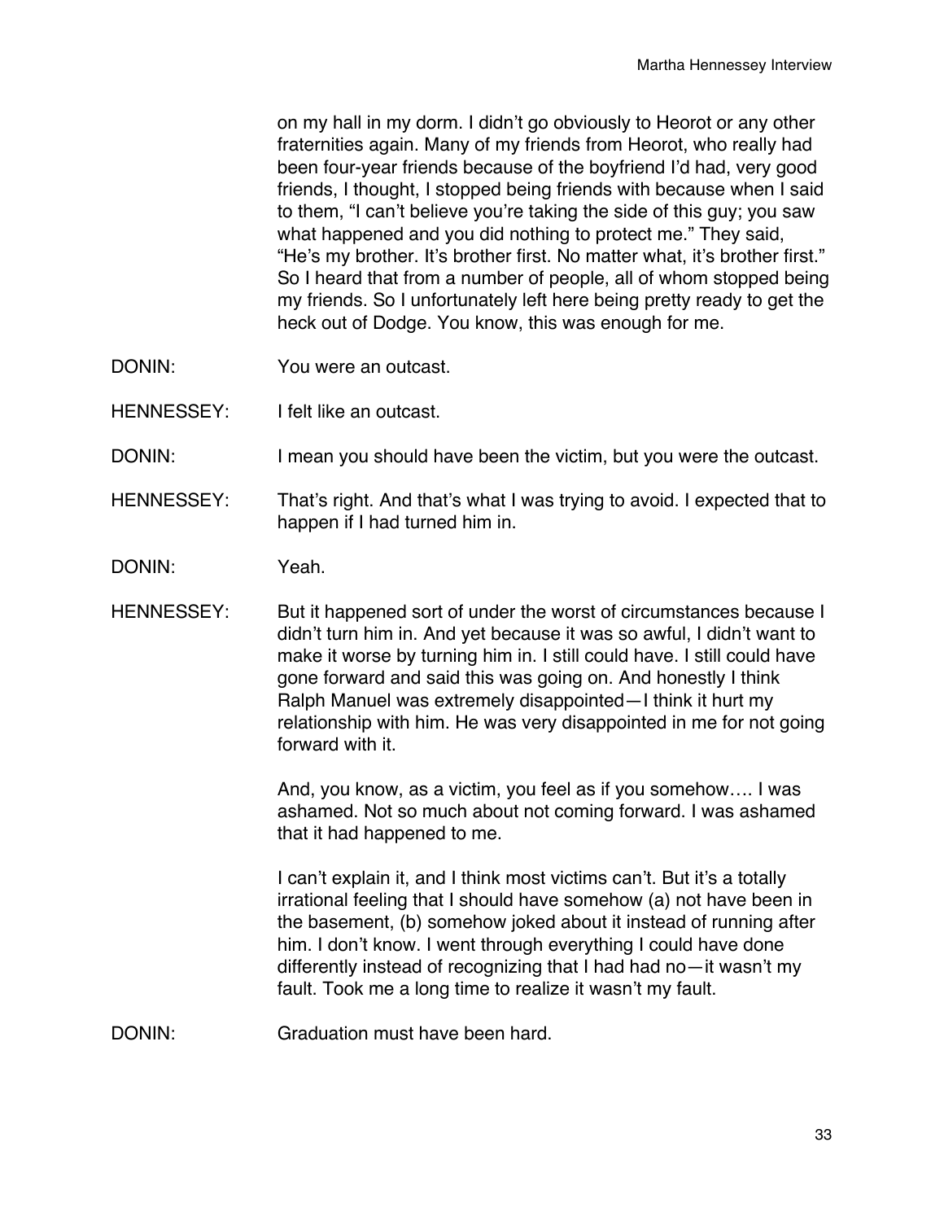on my hall in my dorm. I didn't go obviously to Heorot or any other fraternities again. Many of my friends from Heorot, who really had been four-year friends because of the boyfriend I'd had, very good friends, I thought, I stopped being friends with because when I said to them, "I can't believe you're taking the side of this guy; you saw what happened and you did nothing to protect me." They said, "He's my brother. It's brother first. No matter what, it's brother first." So I heard that from a number of people, all of whom stopped being my friends. So I unfortunately left here being pretty ready to get the heck out of Dodge. You know, this was enough for me.

DONIN: You were an outcast.

HENNESSEY: I felt like an outcast.

DONIN: I mean you should have been the victim, but you were the outcast.

HENNESSEY: That's right. And that's what I was trying to avoid. I expected that to happen if I had turned him in.

DONIN: Yeah.

HENNESSEY: But it happened sort of under the worst of circumstances because I didn't turn him in. And yet because it was so awful, I didn't want to make it worse by turning him in. I still could have. I still could have gone forward and said this was going on. And honestly I think Ralph Manuel was extremely disappointed—I think it hurt my relationship with him. He was very disappointed in me for not going forward with it.

And, you know, as a victim, you feel as if you somehow…. I was ashamed. Not so much about not coming forward. I was ashamed that it had happened to me.

I can't explain it, and I think most victims can't. But it's a totally irrational feeling that I should have somehow (a) not have been in the basement, (b) somehow joked about it instead of running after him. I don't know. I went through everything I could have done differently instead of recognizing that I had had no—it wasn't my fault. Took me a long time to realize it wasn't my fault.

DONIN: Graduation must have been hard.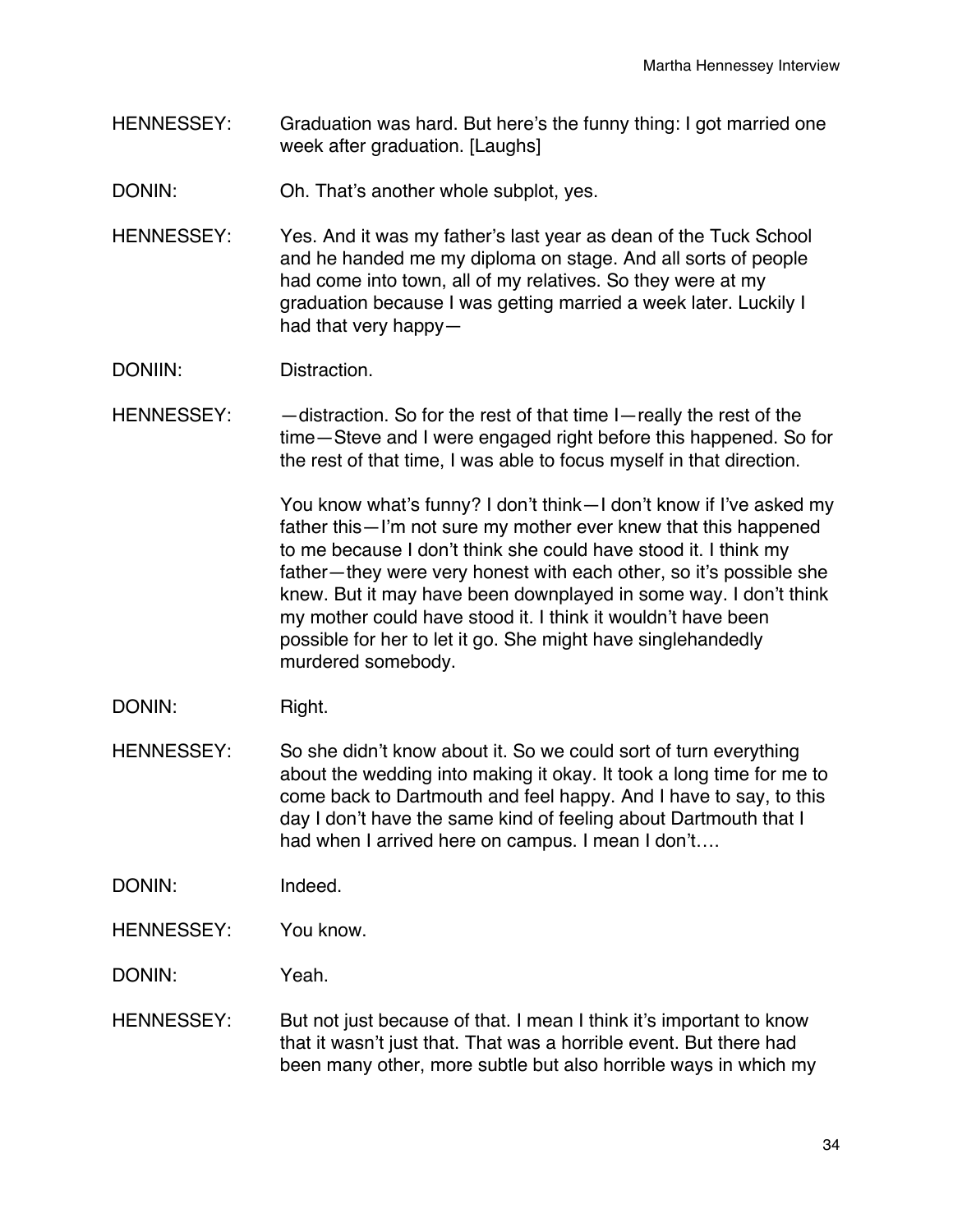HENNESSEY: Graduation was hard. But here's the funny thing: I got married one week after graduation. [Laughs]

DONIN: Oh. That's another whole subplot, yes.

HENNESSEY: Yes. And it was my father's last year as dean of the Tuck School and he handed me my diploma on stage. And all sorts of people had come into town, all of my relatives. So they were at my graduation because I was getting married a week later. Luckily I had that very happy—

DONIIN: Distraction.

HENNESSEY: —distraction. So for the rest of that time I—really the rest of the time—Steve and I were engaged right before this happened. So for the rest of that time, I was able to focus myself in that direction.

You know what's funny? I don't think—I don't know if I've asked my father this—I'm not sure my mother ever knew that this happened to me because I don't think she could have stood it. I think my father—they were very honest with each other, so it's possible she knew. But it may have been downplayed in some way. I don't think my mother could have stood it. I think it wouldn't have been possible for her to let it go. She might have singlehandedly murdered somebody.

DONIN: Right.

HENNESSEY: So she didn't know about it. So we could sort of turn everything about the wedding into making it okay. It took a long time for me to come back to Dartmouth and feel happy. And I have to say, to this day I don't have the same kind of feeling about Dartmouth that I had when I arrived here on campus. I mean I don't….

DONIN: Indeed.

HENNESSEY: You know.

DONIN: Yeah.

HENNESSEY: But not just because of that. I mean I think it's important to know that it wasn't just that. That was a horrible event. But there had been many other, more subtle but also horrible ways in which my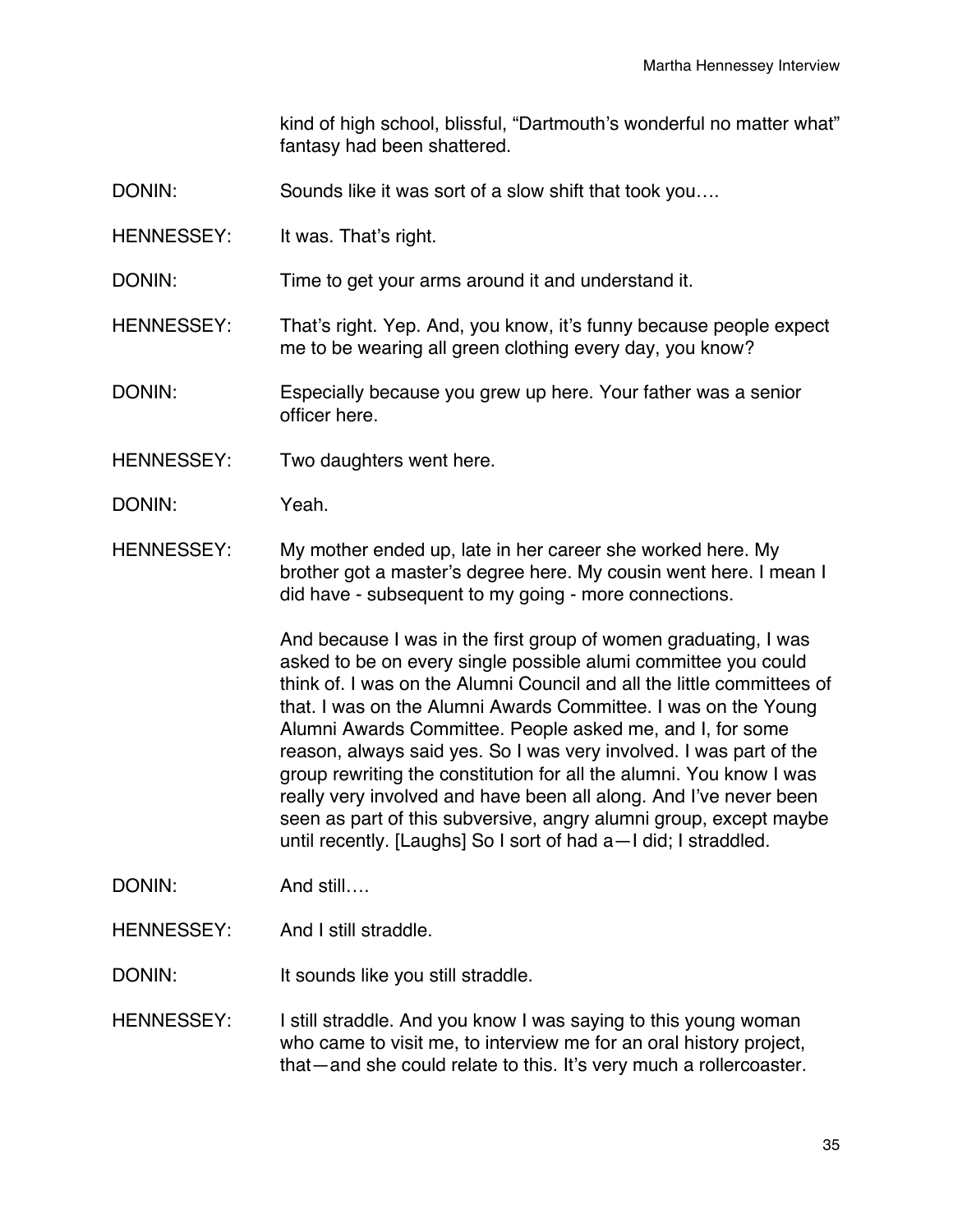kind of high school, blissful, "Dartmouth's wonderful no matter what" fantasy had been shattered.

DONIN: Sounds like it was sort of a slow shift that took you….

HENNESSEY: It was. That's right.

DONIN: Time to get your arms around it and understand it.

HENNESSEY: That's right. Yep. And, you know, it's funny because people expect me to be wearing all green clothing every day, you know?

DONIN: Especially because you grew up here. Your father was a senior officer here.

HENNESSEY: Two daughters went here.

DONIN: Yeah.

HENNESSEY: My mother ended up, late in her career she worked here. My brother got a master's degree here. My cousin went here. I mean I did have - subsequent to my going - more connections.

And because I was in the first group of women graduating, I was asked to be on every single possible alumi committee you could think of. I was on the Alumni Council and all the little committees of that. I was on the Alumni Awards Committee. I was on the Young Alumni Awards Committee. People asked me, and I, for some reason, always said yes. So I was very involved. I was part of the group rewriting the constitution for all the alumni. You know I was really very involved and have been all along. And I've never been seen as part of this subversive, angry alumni group, except maybe until recently. [Laughs] So I sort of had a—I did; I straddled.

DONIN: And still….

HENNESSEY: And I still straddle.

DONIN: It sounds like you still straddle.

HENNESSEY: I still straddle. And you know I was saying to this young woman who came to visit me, to interview me for an oral history project, that—and she could relate to this. It's very much a rollercoaster.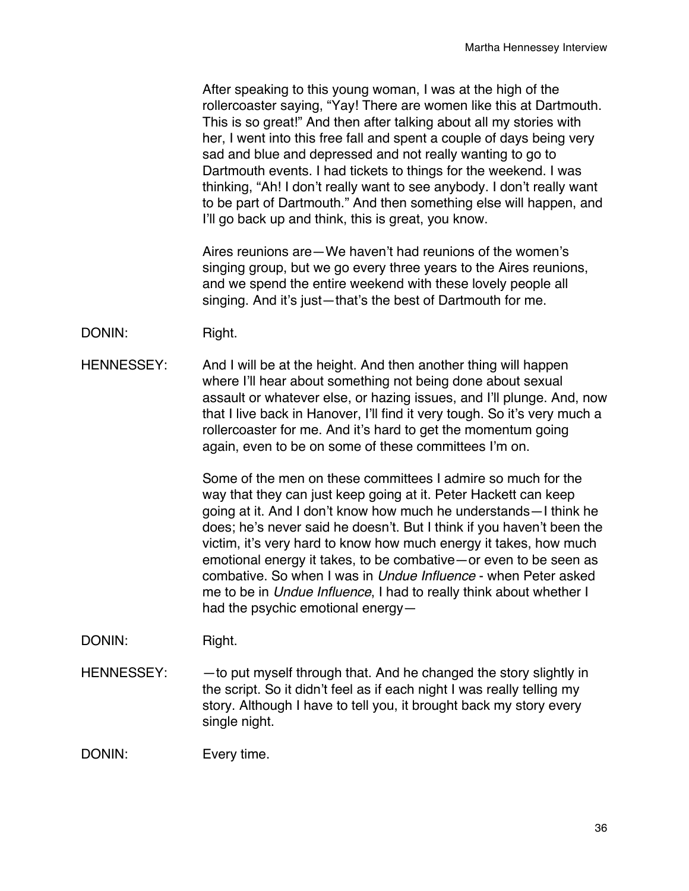After speaking to this young woman, I was at the high of the rollercoaster saying, "Yay! There are women like this at Dartmouth. This is so great!" And then after talking about all my stories with her, I went into this free fall and spent a couple of days being very sad and blue and depressed and not really wanting to go to Dartmouth events. I had tickets to things for the weekend. I was thinking, "Ah! I don't really want to see anybody. I don't really want to be part of Dartmouth." And then something else will happen, and I'll go back up and think, this is great, you know.

Aires reunions are—We haven't had reunions of the women's singing group, but we go every three years to the Aires reunions, and we spend the entire weekend with these lovely people all singing. And it's just—that's the best of Dartmouth for me.

DONIN: Right.

HENNESSEY: And I will be at the height. And then another thing will happen where I'll hear about something not being done about sexual assault or whatever else, or hazing issues, and I'll plunge. And, now that I live back in Hanover, I'll find it very tough. So it's very much a rollercoaster for me. And it's hard to get the momentum going again, even to be on some of these committees I'm on.

Some of the men on these committees I admire so much for the way that they can just keep going at it. Peter Hackett can keep going at it. And I don't know how much he understands—I think he does; he's never said he doesn't. But I think if you haven't been the victim, it's very hard to know how much energy it takes, how much emotional energy it takes, to be combative—or even to be seen as combative. So when I was in *Undue Influence* - when Peter asked me to be in *Undue Influence*, I had to really think about whether I had the psychic emotional energy—

DONIN: Right.

HENNESSEY: —to put myself through that. And he changed the story slightly in the script. So it didn't feel as if each night I was really telling my story. Although I have to tell you, it brought back my story every single night.

DONIN: Every time.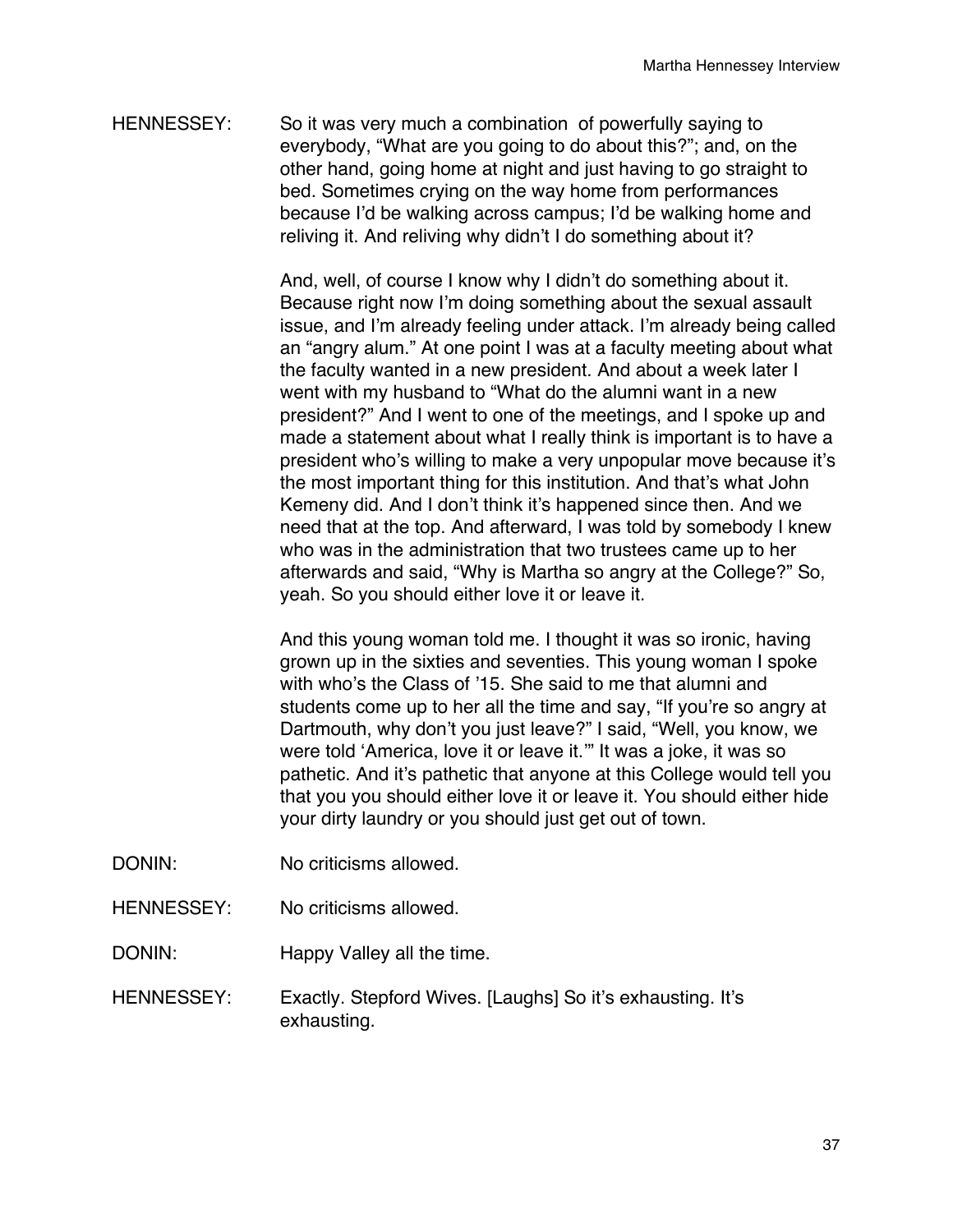HENNESSEY: So it was very much a combination of powerfully saying to everybody, "What are you going to do about this?"; and, on the other hand, going home at night and just having to go straight to bed. Sometimes crying on the way home from performances because I'd be walking across campus; I'd be walking home and reliving it. And reliving why didn't I do something about it?

And, well, of course I know why I didn't do something about it. Because right now I'm doing something about the sexual assault issue, and I'm already feeling under attack. I'm already being called an "angry alum." At one point I was at a faculty meeting about what the faculty wanted in a new president. And about a week later I went with my husband to "What do the alumni want in a new president?" And I went to one of the meetings, and I spoke up and made a statement about what I really think is important is to have a president who's willing to make a very unpopular move because it's the most important thing for this institution. And that's what John Kemeny did. And I don't think it's happened since then. And we need that at the top. And afterward, I was told by somebody I knew who was in the administration that two trustees came up to her afterwards and said, "Why is Martha so angry at the College?" So, yeah. So you should either love it or leave it.

And this young woman told me. I thought it was so ironic, having grown up in the sixties and seventies. This young woman I spoke with who's the Class of '15. She said to me that alumni and students come up to her all the time and say, "If you're so angry at Dartmouth, why don't you just leave?" I said, "Well, you know, we were told 'America, love it or leave it.'" It was a joke, it was so pathetic. And it's pathetic that anyone at this College would tell you that you you should either love it or leave it. You should either hide your dirty laundry or you should just get out of town.

DONIN: No criticisms allowed.

HENNESSEY: No criticisms allowed.

DONIN: Happy Valley all the time.

HENNESSEY: Exactly. Stepford Wives. [Laughs] So it's exhausting. It's exhausting.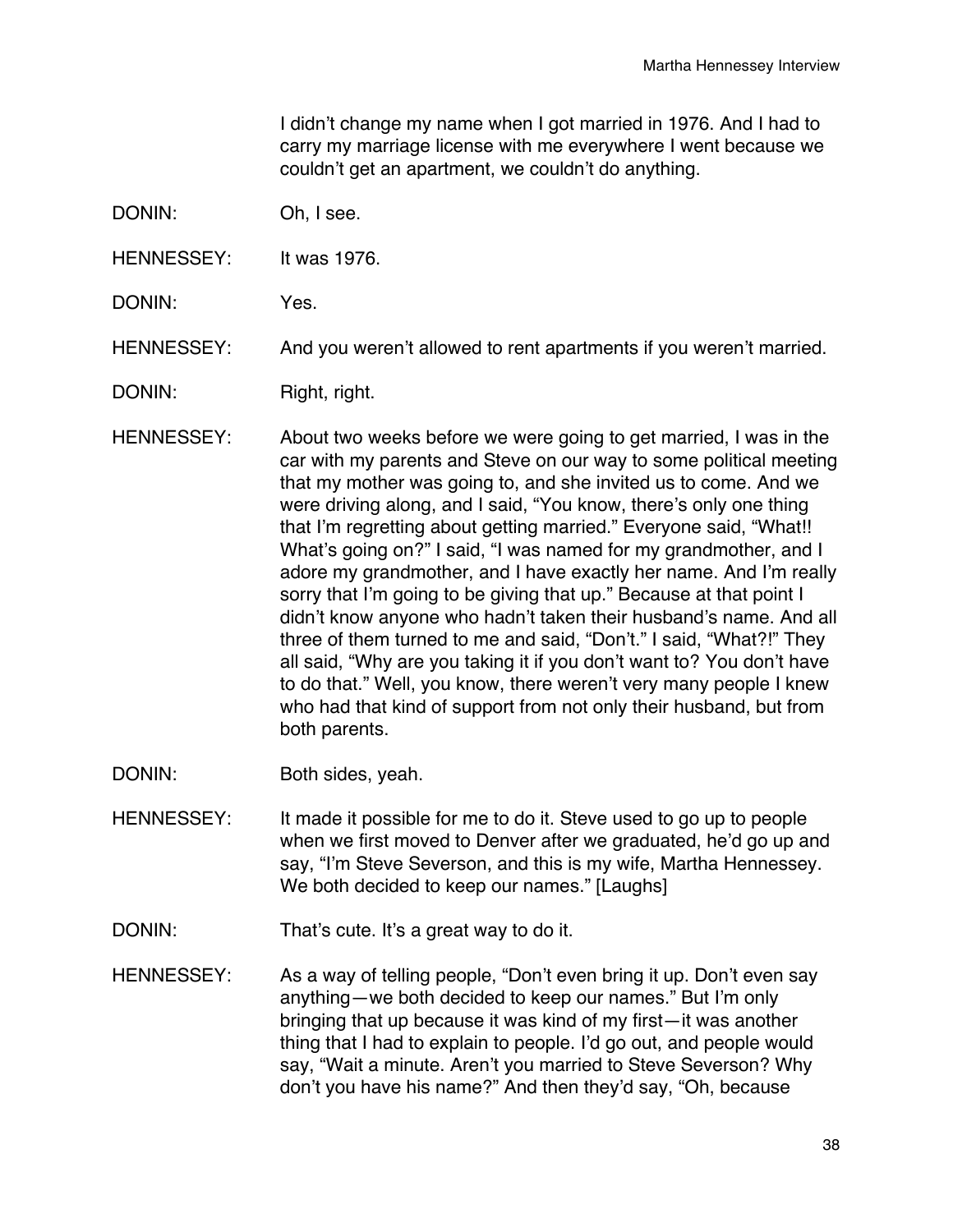I didn't change my name when I got married in 1976. And I had to carry my marriage license with me everywhere I went because we couldn't get an apartment, we couldn't do anything.

DONIN: Oh, I see.

HENNESSEY: It was 1976.

DONIN: Yes.

HENNESSEY: And you weren't allowed to rent apartments if you weren't married.

DONIN: Right, right.

HENNESSEY: About two weeks before we were going to get married, I was in the car with my parents and Steve on our way to some political meeting that my mother was going to, and she invited us to come. And we were driving along, and I said, "You know, there's only one thing that I'm regretting about getting married." Everyone said, "What!! What's going on?" I said, "I was named for my grandmother, and I adore my grandmother, and I have exactly her name. And I'm really sorry that I'm going to be giving that up." Because at that point I didn't know anyone who hadn't taken their husband's name. And all three of them turned to me and said, "Don't." I said, "What?!" They all said, "Why are you taking it if you don't want to? You don't have to do that." Well, you know, there weren't very many people I knew who had that kind of support from not only their husband, but from both parents.

DONIN: Both sides, yeah.

HENNESSEY: It made it possible for me to do it. Steve used to go up to people when we first moved to Denver after we graduated, he'd go up and say, "I'm Steve Severson, and this is my wife, Martha Hennessey. We both decided to keep our names." [Laughs]

DONIN: That's cute. It's a great way to do it.

HENNESSEY: As a way of telling people, "Don't even bring it up. Don't even say anything—we both decided to keep our names." But I'm only bringing that up because it was kind of my first—it was another thing that I had to explain to people. I'd go out, and people would say, "Wait a minute. Aren't you married to Steve Severson? Why don't you have his name?" And then they'd say, "Oh, because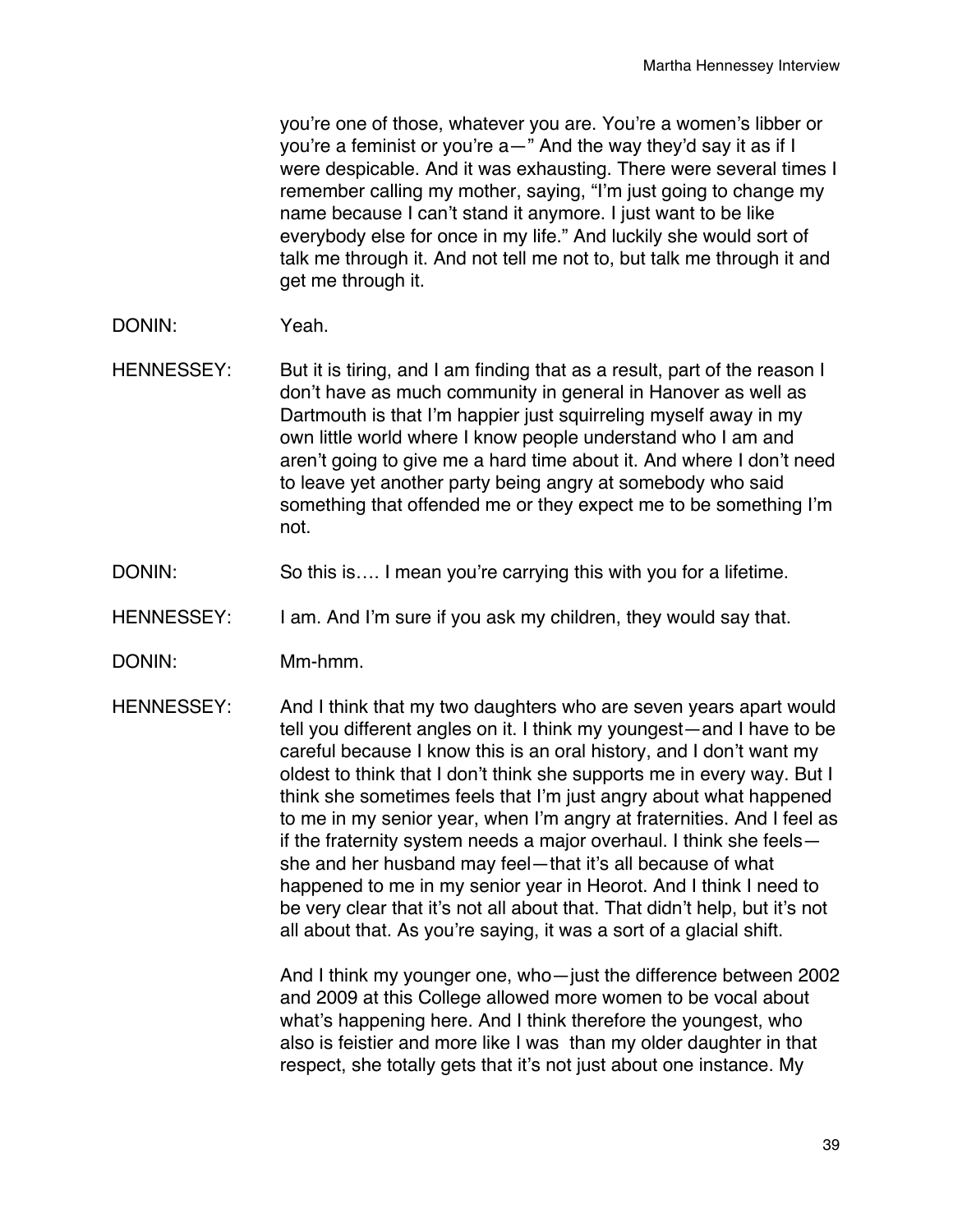you're one of those, whatever you are. You're a women's libber or you're a feminist or you're a—" And the way they'd say it as if I were despicable. And it was exhausting. There were several times I remember calling my mother, saying, "I'm just going to change my name because I can't stand it anymore. I just want to be like everybody else for once in my life." And luckily she would sort of talk me through it. And not tell me not to, but talk me through it and get me through it.

DONIN: Yeah.

HENNESSEY: But it is tiring, and I am finding that as a result, part of the reason I don't have as much community in general in Hanover as well as Dartmouth is that I'm happier just squirreling myself away in my own little world where I know people understand who I am and aren't going to give me a hard time about it. And where I don't need to leave yet another party being angry at somebody who said something that offended me or they expect me to be something I'm not.

DONIN: So this is…. I mean you're carrying this with you for a lifetime.

HENNESSEY: I am. And I'm sure if you ask my children, they would say that.

DONIN: Mm-hmm.

HENNESSEY: And I think that my two daughters who are seven years apart would tell you different angles on it. I think my youngest—and I have to be careful because I know this is an oral history, and I don't want my oldest to think that I don't think she supports me in every way. But I think she sometimes feels that I'm just angry about what happened to me in my senior year, when I'm angry at fraternities. And I feel as if the fraternity system needs a major overhaul. I think she feels—she and her husband may feel—that it's all because of what happened to me in my senior year in Heorot. And I think I need to be very clear that it's not all about that. That didn't help, but it's not all about that. As you're saying, it was a sort of a glacial shift.

And I think my younger one, who—just the difference between 2002 and 2009 at this College allowed more women to be vocal about what's happening here. And I think therefore the youngest, who also is feistier and more like I was than my older daughter in that respect, she totally gets that it's not just about one instance. My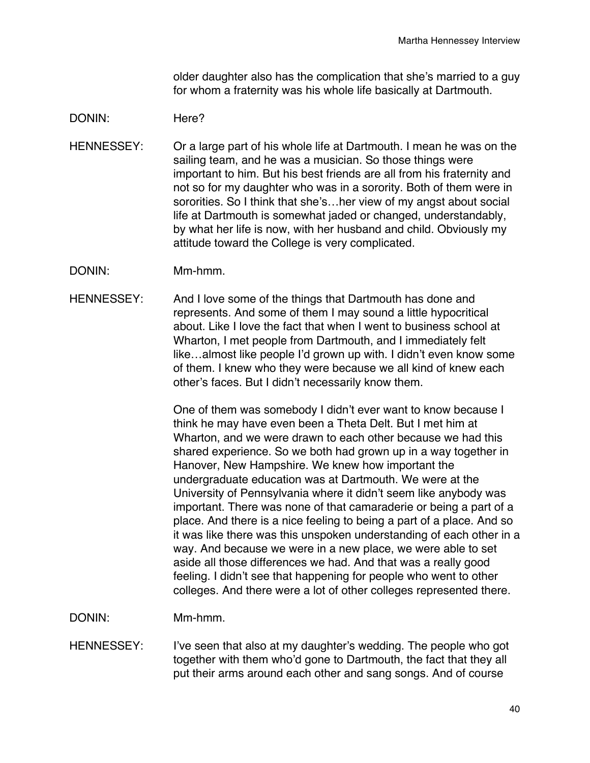older daughter also has the complication that she's married to a guy for whom a fraternity was his whole life basically at Dartmouth.

DONIN: Here?

HENNESSEY: Or a large part of his whole life at Dartmouth. I mean he was on the sailing team, and he was a musician. So those things were important to him. But his best friends are all from his fraternity and not so for my daughter who was in a sorority. Both of them were in sororities. So I think that she's…her view of my angst about social life at Dartmouth is somewhat jaded or changed, understandably, by what her life is now, with her husband and child. Obviously my attitude toward the College is very complicated.

DONIN: Mm-hmm.

HENNESSEY: And I love some of the things that Dartmouth has done and represents. And some of them I may sound a little hypocritical about. Like I love the fact that when I went to business school at Wharton, I met people from Dartmouth, and I immediately felt like…almost like people I'd grown up with. I didn't even know some of them. I knew who they were because we all kind of knew each other's faces. But I didn't necessarily know them.

One of them was somebody I didn't ever want to know because I think he may have even been a Theta Delt. But I met him at Wharton, and we were drawn to each other because we had this shared experience. So we both had grown up in a way together in Hanover, New Hampshire. We knew how important the undergraduate education was at Dartmouth. We were at the University of Pennsylvania where it didn't seem like anybody was important. There was none of that camaraderie or being a part of a place. And there is a nice feeling to being a part of a place. And so it was like there was this unspoken understanding of each other in a way. And because we were in a new place, we were able to set aside all those differences we had. And that was a really good feeling. I didn't see that happening for people who went to other colleges. And there were a lot of other colleges represented there.

DONIN: Mm-hmm.

HENNESSEY: I've seen that also at my daughter's wedding. The people who got together with them who'd gone to Dartmouth, the fact that they all put their arms around each other and sang songs. And of course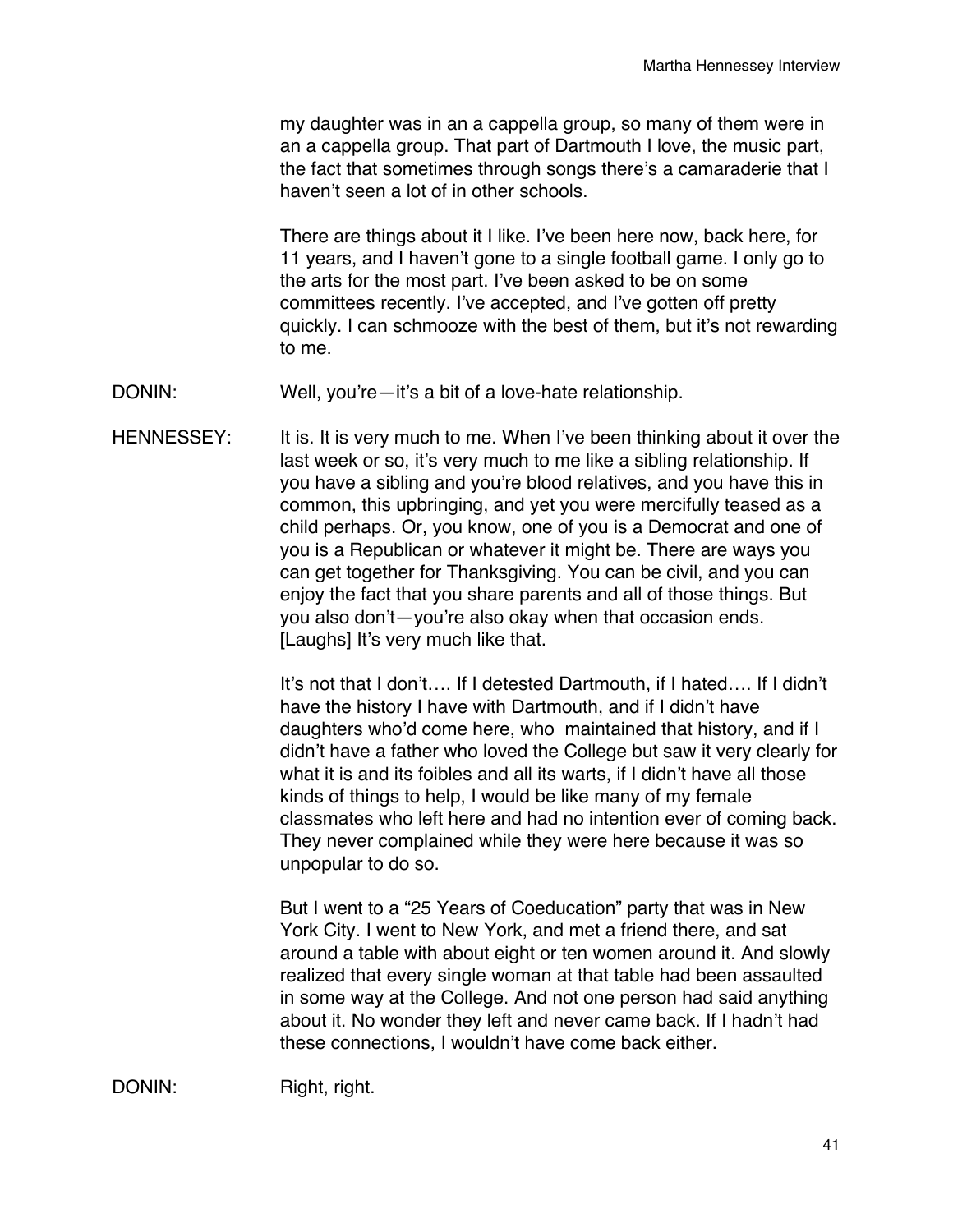my daughter was in an a cappella group, so many of them were in an a cappella group. That part of Dartmouth I love, the music part, the fact that sometimes through songs there's a camaraderie that I haven't seen a lot of in other schools.

There are things about it I like. I've been here now, back here, for 11 years, and I haven't gone to a single football game. I only go to the arts for the most part. I've been asked to be on some committees recently. I've accepted, and I've gotten off pretty quickly. I can schmooze with the best of them, but it's not rewarding to me.

DONIN: Well, you're—it's a bit of a love-hate relationship.

HENNESSEY: It is. It is very much to me. When I've been thinking about it over the last week or so, it's very much to me like a sibling relationship. If you have a sibling and you're blood relatives, and you have this in common, this upbringing, and yet you were mercifully teased as a child perhaps. Or, you know, one of you is a Democrat and one of you is a Republican or whatever it might be. There are ways you can get together for Thanksgiving. You can be civil, and you can enjoy the fact that you share parents and all of those things. But you also don't—you're also okay when that occasion ends. [Laughs] It's very much like that.

It's not that I don't…. If I detested Dartmouth, if I hated…. If I didn't have the history I have with Dartmouth, and if I didn't have daughters who'd come here, who maintained that history, and if I didn't have a father who loved the College but saw it very clearly for what it is and its foibles and all its warts, if I didn't have all those kinds of things to help, I would be like many of my female classmates who left here and had no intention ever of coming back. They never complained while they were here because it was so unpopular to do so.

But I went to a "25 Years of Coeducation" party that was in New York City. I went to New York, and met a friend there, and sat around a table with about eight or ten women around it. And slowly realized that every single woman at that table had been assaulted in some way at the College. And not one person had said anything about it. No wonder they left and never came back. If I hadn't had these connections, I wouldn't have come back either.

DONIN: Right, right.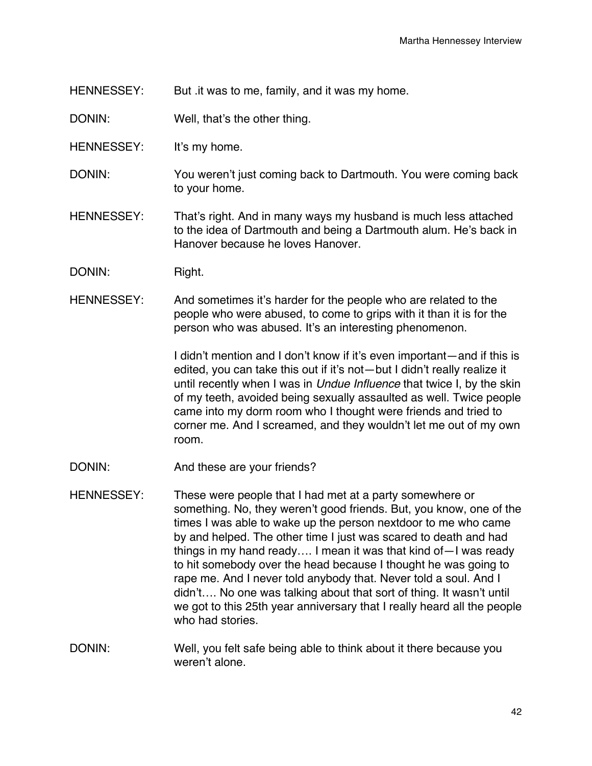HENNESSEY: But .it was to me, family, and it was my home.

DONIN: Well, that's the other thing.

HENNESSEY: It's my home.

DONIN: You weren't just coming back to Dartmouth. You were coming back to your home.

HENNESSEY: That's right. And in many ways my husband is much less attached to the idea of Dartmouth and being a Dartmouth alum. He's back in Hanover because he loves Hanover.

DONIN: Right.

HENNESSEY: And sometimes it's harder for the people who are related to the people who were abused, to come to grips with it than it is for the person who was abused. It's an interesting phenomenon.

I didn't mention and I don't know if it's even important—and if this is edited, you can take this out if it's not—but I didn't really realize it until recently when I was in *Undue Influence* that twice I, by the skin of my teeth, avoided being sexually assaulted as well. Twice people came into my dorm room who I thought were friends and tried to corner me. And I screamed, and they wouldn't let me out of my own room.

DONIN: And these are your friends?

HENNESSEY: These were people that I had met at a party somewhere or something. No, they weren't good friends. But, you know, one of the times I was able to wake up the person nextdoor to me who came by and helped. The other time I just was scared to death and had things in my hand ready…. I mean it was that kind of—I was ready to hit somebody over the head because I thought he was going to rape me. And I never told anybody that. Never told a soul. And I didn't…. No one was talking about that sort of thing. It wasn't until we got to this 25th year anniversary that I really heard all the people who had stories.

DONIN: Well, you felt safe being able to think about it there because you weren't alone.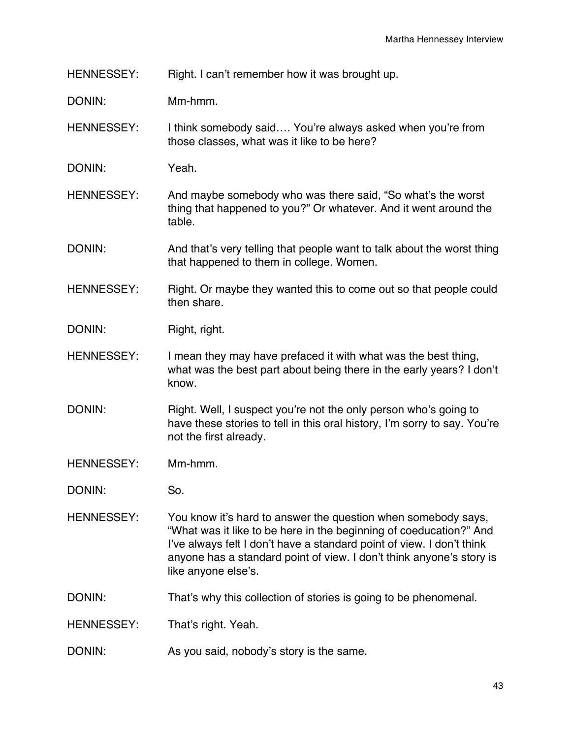HENNESSEY: Right. I can't remember how it was brought up.

DONIN: Mm-hmm.

HENNESSEY: I think somebody said…. You're always asked when you're from those classes, what was it like to be here?

DONIN: Yeah.

HENNESSEY: And maybe somebody who was there said, "So what's the worst thing that happened to you?" Or whatever. And it went around the table.

DONIN: And that's very telling that people want to talk about the worst thing that happened to them in college. Women.

HENNESSEY: Right. Or maybe they wanted this to come out so that people could then share.

DONIN: Right, right.

HENNESSEY: I mean they may have prefaced it with what was the best thing, what was the best part about being there in the early years? I don't know.

DONIN: Right. Well, I suspect you're not the only person who's going to have these stories to tell in this oral history, I'm sorry to say. You're not the first already.

HENNESSEY: Mm-hmm.

DONIN: So.

HENNESSEY: You know it's hard to answer the question when somebody says, "What was it like to be here in the beginning of coeducation?" And I've always felt I don't have a standard point of view. I don't think anyone has a standard point of view. I don't think anyone's story is like anyone else's.

DONIN: That's why this collection of stories is going to be phenomenal.

HENNESSEY: That's right. Yeah.

DONIN: As you said, nobody's story is the same.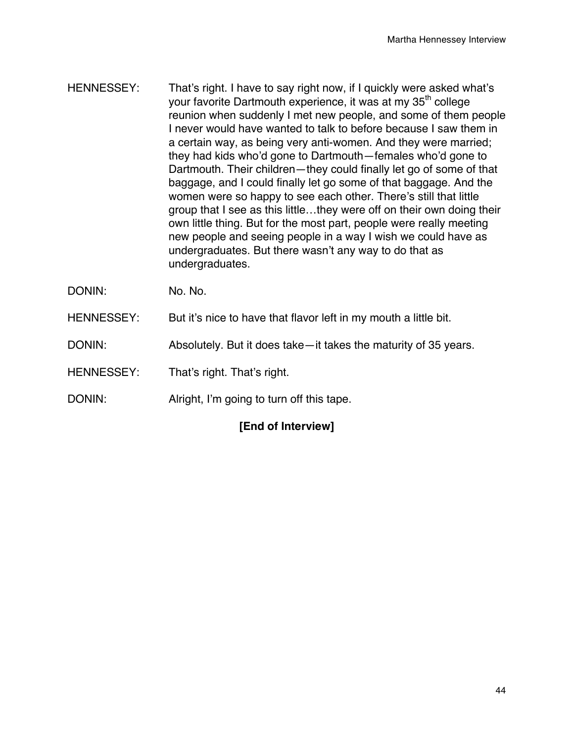HENNESSEY: That's right. I have to say right now, if I quickly were asked what's your favorite Dartmouth experience, it was at my 35th college reunion when suddenly I met new people, and some of them people I never would have wanted to talk to before because I saw them in a certain way, as being very anti-women. And they were married; they had kids who'd gone to Dartmouth—females who'd gone to Dartmouth. Their children—they could finally let go of some of that baggage, and I could finally let go some of that baggage. And the women were so happy to see each other. There's still that little group that I see as this little…they were off on their own doing their own little thing. But for the most part, people were really meeting new people and seeing people in a way I wish we could have as undergraduates. But there wasn't any way to do that as undergraduates.

DONIN: No. No.

HENNESSEY: But it's nice to have that flavor left in my mouth a little bit.

DONIN: Absolutely. But it does take—it takes the maturity of 35 years.

HENNESSEY: That's right. That's right.

DONIN: Alright, I'm going to turn off this tape.

**[End of Interview]**